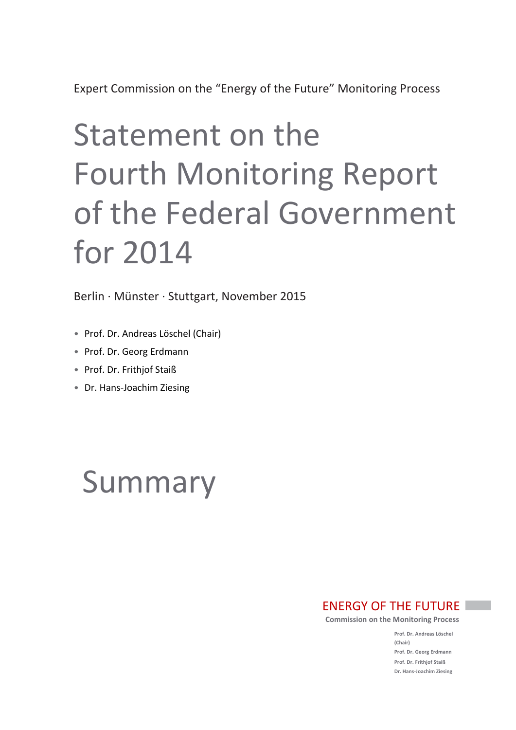Expert Commission on the "Energy of the Future" Monitoring Process

# Statement on the Fourth Monitoring Report of the Federal Government for 2014

Berlin · Münster · Stuttgart, November 2015

- Prof. Dr. Andreas Löschel (Chair)
- Prof. Dr. Georg Erdmann
- Prof. Dr. Frithjof Staiß
- Dr. Hans-Joachim Ziesing

# Summary

ENERGY OF THE FUTURE

**Commission on the Monitoring Process**

**Prof. Dr. Andreas Löschel (Chair)**
**Prof. Dr. Georg Erdmann**
**Prof. Dr. Frithjof Staiß**
**Dr. Hans-Joachim Ziesing**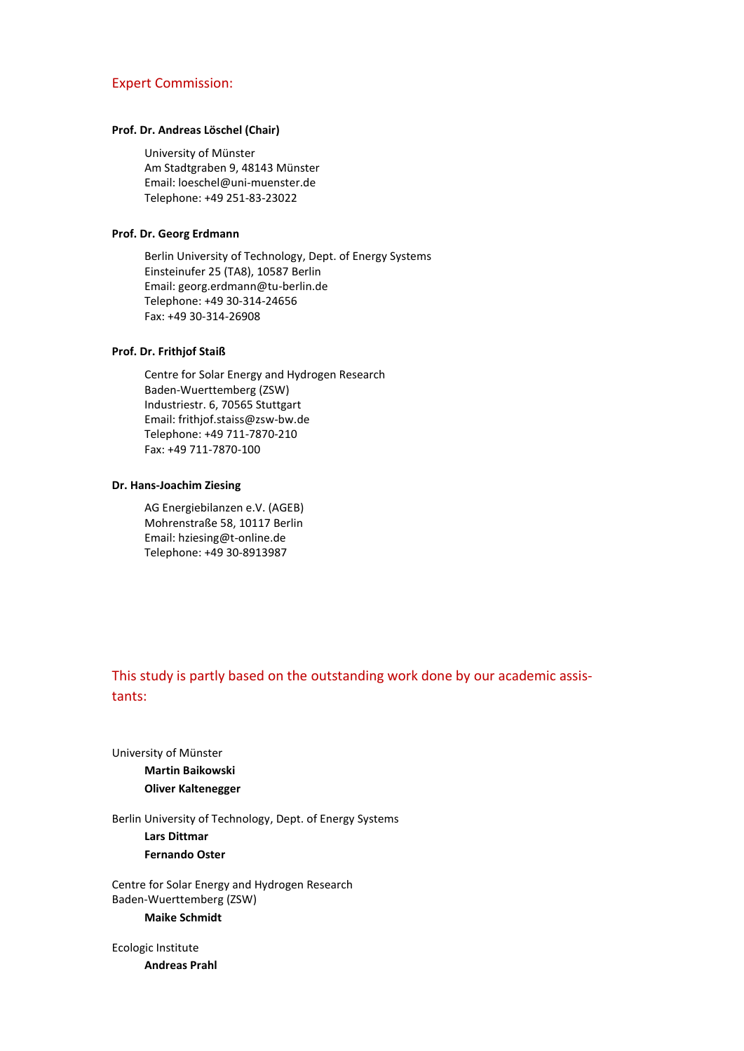## Expert Commission:

**Prof. Dr. Andreas Löschel (Chair)**

University of Münster
Am Stadtgraben 9, 48143 Münster
Email: loeschel@uni-muenster.de
Telephone: +49 251-83-23022

**Prof. Dr. Georg Erdmann**

Berlin University of Technology, Dept. of Energy Systems
Einsteinufer 25 (TA8), 10587 Berlin
Email: georg.erdmann@tu-berlin.de
Telephone: +49 30-314-24656
Fax: +49 30-314-26908

**Prof. Dr. Frithjof Staiß**

Centre for Solar Energy and Hydrogen Research
Baden-Wuerttemberg (ZSW)
Industriestr. 6, 70565 Stuttgart
Email: frithjof.staiss@zsw-bw.de
Telephone: +49 711-7870-210
Fax: +49 711-7870-100

**Dr. Hans-Joachim Ziesing**

AG Energiebilanzen e.V. (AGEB)
Mohrenstraße 58, 10117 Berlin
Email: hziesing@t-online.de
Telephone: +49 30-8913987

## This study is partly based on the outstanding work done by our academic assistants:

University of Münster

- **Martin Baikowski**
- **Oliver Kaltenegger**

Berlin University of Technology, Dept. of Energy Systems

- **Lars Dittmar**
- **Fernando Oster**

Centre for Solar Energy and Hydrogen Research
Baden-Wuerttemberg (ZSW)

- **Maike Schmidt**

Ecologic Institute

- **Andreas Prahl**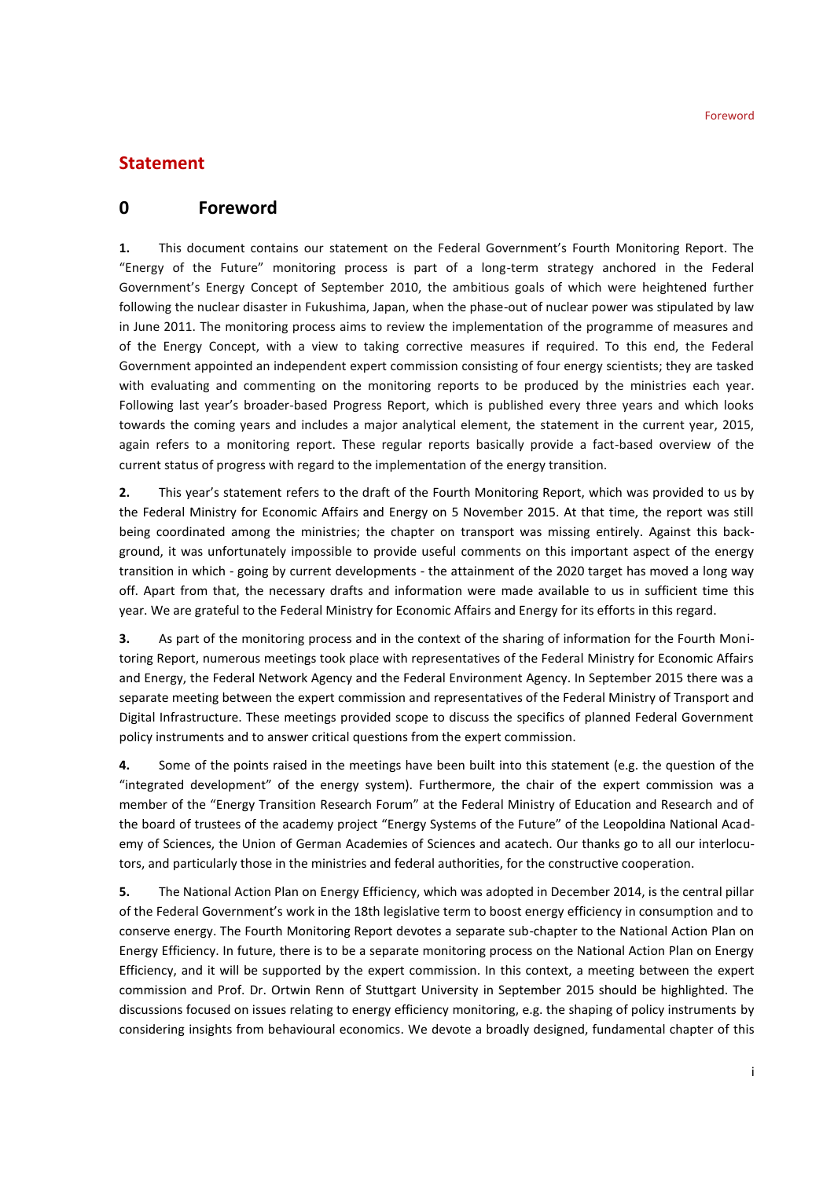# Statement

## 0 Foreword

**1.** This document contains our statement on the Federal Government's Fourth Monitoring Report. The "Energy of the Future" monitoring process is part of a long-term strategy anchored in the Federal Government's Energy Concept of September 2010, the ambitious goals of which were heightened further following the nuclear disaster in Fukushima, Japan, when the phase-out of nuclear power was stipulated by law in June 2011. The monitoring process aims to review the implementation of the programme of measures and of the Energy Concept, with a view to taking corrective measures if required. To this end, the Federal Government appointed an independent expert commission consisting of four energy scientists; they are tasked with evaluating and commenting on the monitoring reports to be produced by the ministries each year. Following last year's broader-based Progress Report, which is published every three years and which looks towards the coming years and includes a major analytical element, the statement in the current year, 2015, again refers to a monitoring report. These regular reports basically provide a fact-based overview of the current status of progress with regard to the implementation of the energy transition.

**2.** This year's statement refers to the draft of the Fourth Monitoring Report, which was provided to us by the Federal Ministry for Economic Affairs and Energy on 5 November 2015. At that time, the report was still being coordinated among the ministries; the chapter on transport was missing entirely. Against this background, it was unfortunately impossible to provide useful comments on this important aspect of the energy transition in which - going by current developments - the attainment of the 2020 target has moved a long way off. Apart from that, the necessary drafts and information were made available to us in sufficient time this year. We are grateful to the Federal Ministry for Economic Affairs and Energy for its efforts in this regard.

**3.** As part of the monitoring process and in the context of the sharing of information for the Fourth Monitoring Report, numerous meetings took place with representatives of the Federal Ministry for Economic Affairs and Energy, the Federal Network Agency and the Federal Environment Agency. In September 2015 there was a separate meeting between the expert commission and representatives of the Federal Ministry of Transport and Digital Infrastructure. These meetings provided scope to discuss the specifics of planned Federal Government policy instruments and to answer critical questions from the expert commission.

**4.** Some of the points raised in the meetings have been built into this statement (e.g. the question of the "integrated development" of the energy system). Furthermore, the chair of the expert commission was a member of the "Energy Transition Research Forum" at the Federal Ministry of Education and Research and of the board of trustees of the academy project "Energy Systems of the Future" of the Leopoldina National Academy of Sciences, the Union of German Academies of Sciences and acatech. Our thanks go to all our interlocutors, and particularly those in the ministries and federal authorities, for the constructive cooperation.

**5.** The National Action Plan on Energy Efficiency, which was adopted in December 2014, is the central pillar of the Federal Government's work in the 18th legislative term to boost energy efficiency in consumption and to conserve energy. The Fourth Monitoring Report devotes a separate sub-chapter to the National Action Plan on Energy Efficiency. In future, there is to be a separate monitoring process on the National Action Plan on Energy Efficiency, and it will be supported by the expert commission. In this context, a meeting between the expert commission and Prof. Dr. Ortwin Renn of Stuttgart University in September 2015 should be highlighted. The discussions focused on issues relating to energy efficiency monitoring, e.g. the shaping of policy instruments by considering insights from behavioural economics. We devote a broadly designed, fundamental chapter of this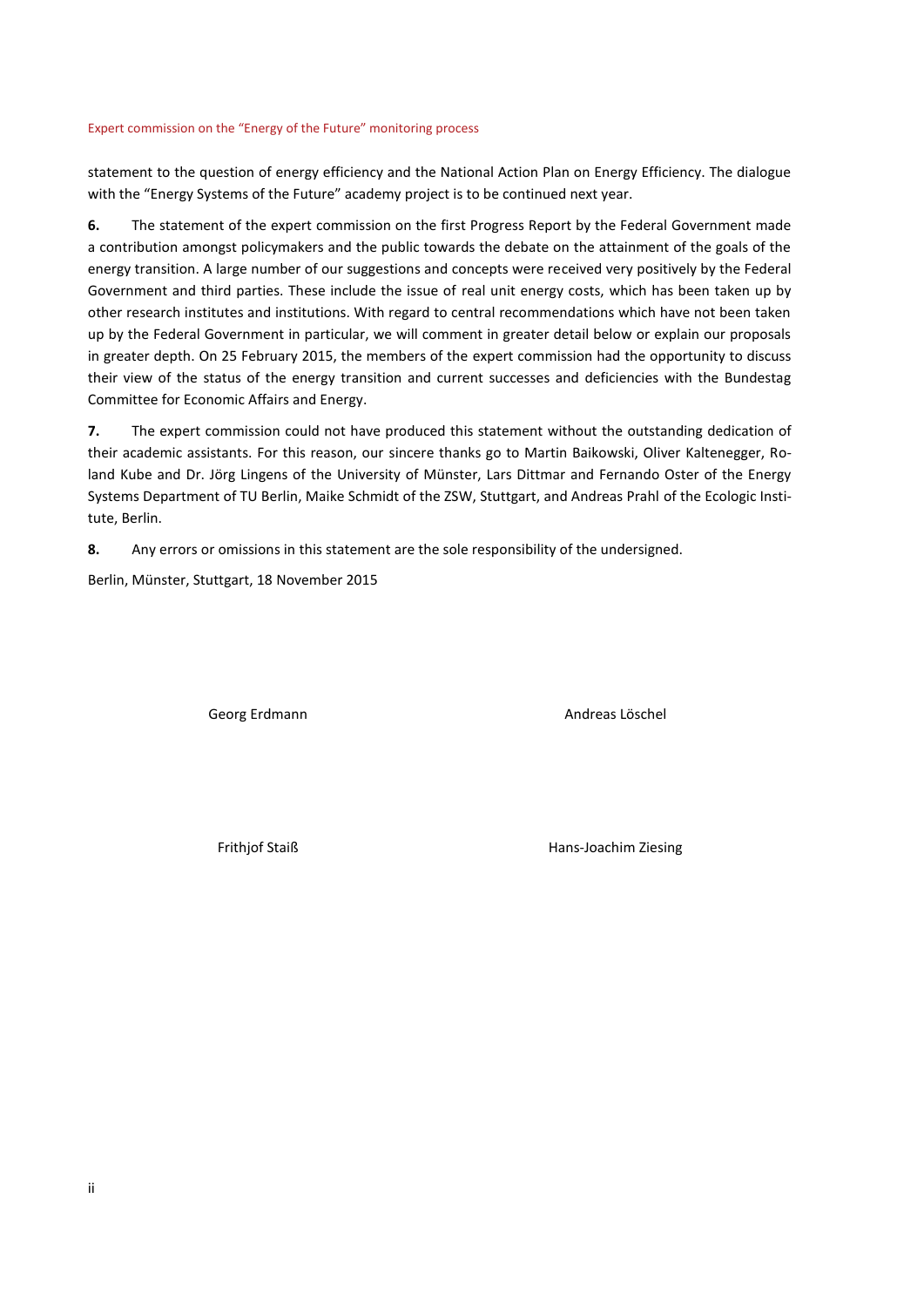statement to the question of energy efficiency and the National Action Plan on Energy Efficiency. The dialogue with the "Energy Systems of the Future" academy project is to be continued next year.

**6.** The statement of the expert commission on the first Progress Report by the Federal Government made a contribution amongst policymakers and the public towards the debate on the attainment of the goals of the energy transition. A large number of our suggestions and concepts were received very positively by the Federal Government and third parties. These include the issue of real unit energy costs, which has been taken up by other research institutes and institutions. With regard to central recommendations which have not been taken up by the Federal Government in particular, we will comment in greater detail below or explain our proposals in greater depth. On 25 February 2015, the members of the expert commission had the opportunity to discuss their view of the status of the energy transition and current successes and deficiencies with the Bundestag Committee for Economic Affairs and Energy.

**7.** The expert commission could not have produced this statement without the outstanding dedication of their academic assistants. For this reason, our sincere thanks go to Martin Baikowski, Oliver Kaltenegger, Roland Kube and Dr. Jörg Lingens of the University of Münster, Lars Dittmar and Fernando Oster of the Energy Systems Department of TU Berlin, Maike Schmidt of the ZSW, Stuttgart, and Andreas Prahl of the Ecologic Institute, Berlin.

**8.** Any errors or omissions in this statement are the sole responsibility of the undersigned.

Berlin, Münster, Stuttgart, 18 November 2015

Georg Erdmann

Andreas Löschel

Frithjof Staiß

Hans-Joachim Ziesing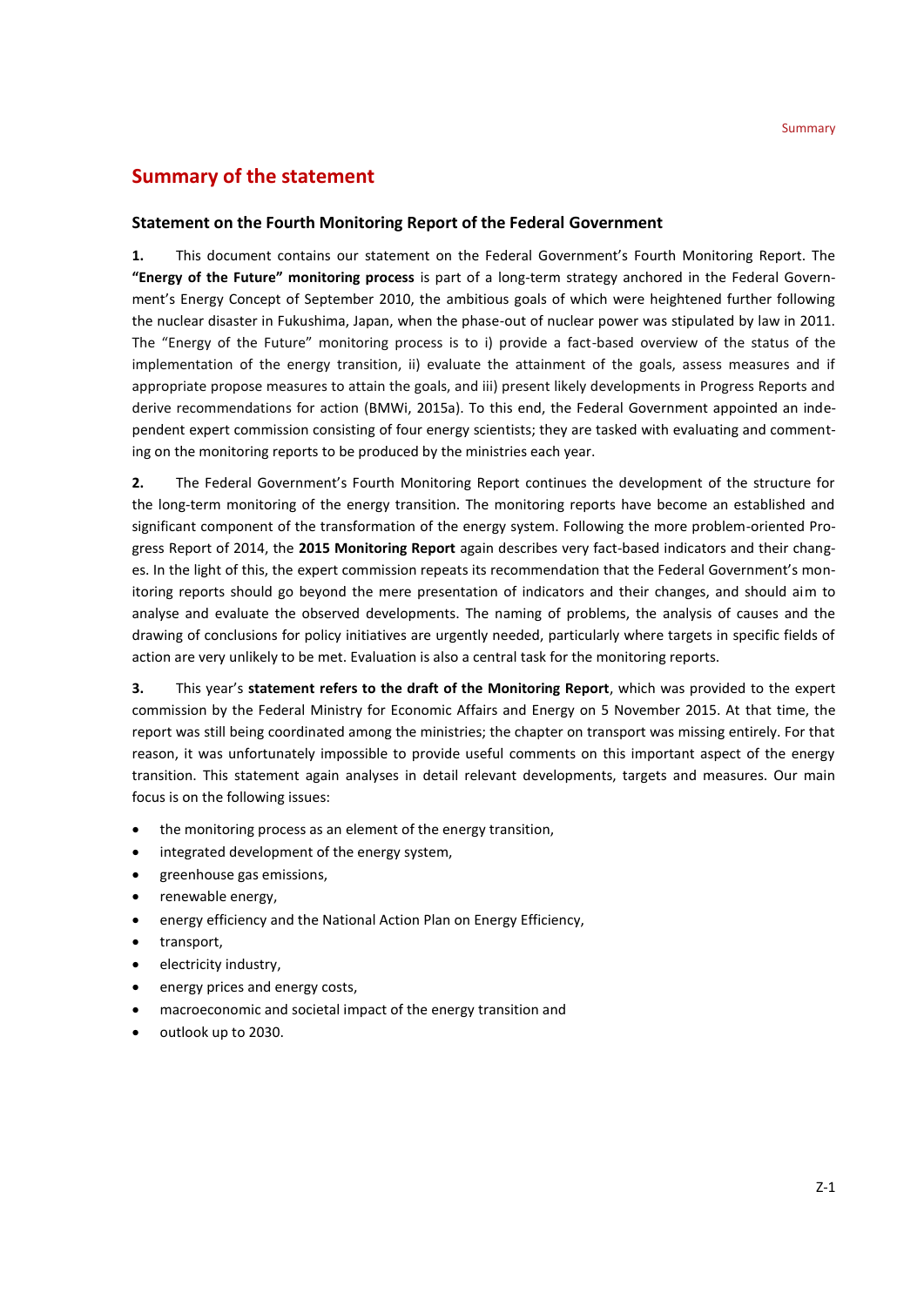## Summary of the statement

### Statement on the Fourth Monitoring Report of the Federal Government

**1.** This document contains our statement on the Federal Government's Fourth Monitoring Report. The **"Energy of the Future" monitoring process** is part of a long-term strategy anchored in the Federal Government's Energy Concept of September 2010, the ambitious goals of which were heightened further following the nuclear disaster in Fukushima, Japan, when the phase-out of nuclear power was stipulated by law in 2011. The "Energy of the Future" monitoring process is to i) provide a fact-based overview of the status of the implementation of the energy transition, ii) evaluate the attainment of the goals, assess measures and if appropriate propose measures to attain the goals, and iii) present likely developments in Progress Reports and derive recommendations for action (BMWi, 2015a). To this end, the Federal Government appointed an independent expert commission consisting of four energy scientists; they are tasked with evaluating and commenting on the monitoring reports to be produced by the ministries each year.

**2.** The Federal Government's Fourth Monitoring Report continues the development of the structure for the long-term monitoring of the energy transition. The monitoring reports have become an established and significant component of the transformation of the energy system. Following the more problem-oriented Progress Report of 2014, the **2015 Monitoring Report** again describes very fact-based indicators and their changes. In the light of this, the expert commission repeats its recommendation that the Federal Government's monitoring reports should go beyond the mere presentation of indicators and their changes, and should aim to analyse and evaluate the observed developments. The naming of problems, the analysis of causes and the drawing of conclusions for policy initiatives are urgently needed, particularly where targets in specific fields of action are very unlikely to be met. Evaluation is also a central task for the monitoring reports.

**3.** This year's **statement refers to the draft of the Monitoring Report**, which was provided to the expert commission by the Federal Ministry for Economic Affairs and Energy on 5 November 2015. At that time, the report was still being coordinated among the ministries; the chapter on transport was missing entirely. For that reason, it was unfortunately impossible to provide useful comments on this important aspect of the energy transition. This statement again analyses in detail relevant developments, targets and measures. Our main focus is on the following issues:

- the monitoring process as an element of the energy transition,
- integrated development of the energy system,
- greenhouse gas emissions,
- renewable energy,
- energy efficiency and the National Action Plan on Energy Efficiency,
- transport,
- electricity industry,
- energy prices and energy costs,
- macroeconomic and societal impact of the energy transition and
- outlook up to 2030.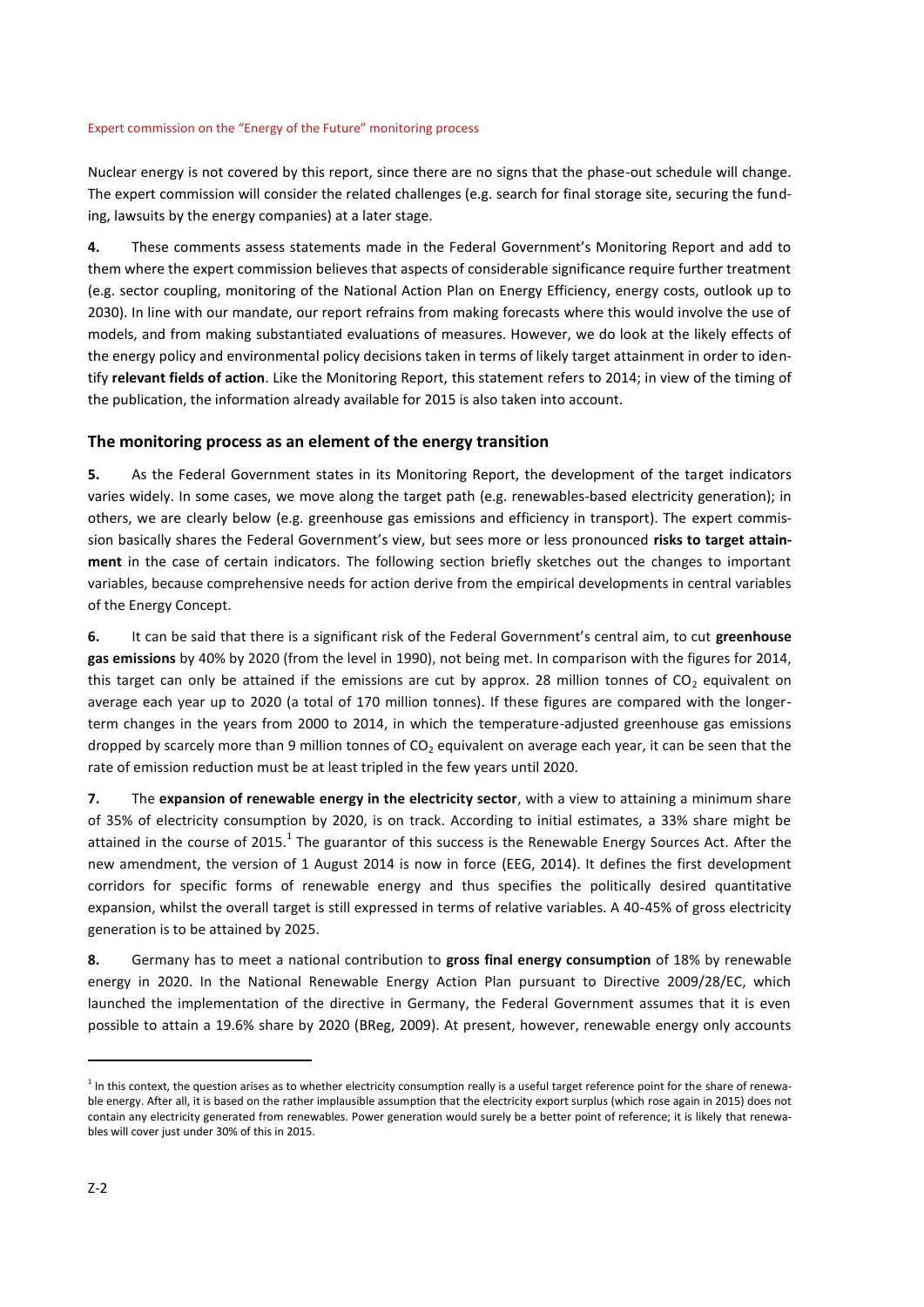Nuclear energy is not covered by this report, since there are no signs that the phase-out schedule will change. The expert commission will consider the related challenges (e.g. search for final storage site, securing the funding, lawsuits by the energy companies) at a later stage.

**4.** These comments assess statements made in the Federal Government's Monitoring Report and add to them where the expert commission believes that aspects of considerable significance require further treatment (e.g. sector coupling, monitoring of the National Action Plan on Energy Efficiency, energy costs, outlook up to 2030). In line with our mandate, our report refrains from making forecasts where this would involve the use of models, and from making substantiated evaluations of measures. However, we do look at the likely effects of the energy policy and environmental policy decisions taken in terms of likely target attainment in order to identify **relevant fields of action**. Like the Monitoring Report, this statement refers to 2014; in view of the timing of the publication, the information already available for 2015 is also taken into account.

## The monitoring process as an element of the energy transition

**5.** As the Federal Government states in its Monitoring Report, the development of the target indicators varies widely. In some cases, we move along the target path (e.g. renewables-based electricity generation); in others, we are clearly below (e.g. greenhouse gas emissions and efficiency in transport). The expert commission basically shares the Federal Government's view, but sees more or less pronounced **risks to target attainment** in the case of certain indicators. The following section briefly sketches out the changes to important variables, because comprehensive needs for action derive from the empirical developments in central variables of the Energy Concept.

**6.** It can be said that there is a significant risk of the Federal Government's central aim, to cut **greenhouse gas emissions** by 40% by 2020 (from the level in 1990), not being met. In comparison with the figures for 2014, this target can only be attained if the emissions are cut by approx. 28 million tonnes of $CO_2$ equivalent on average each year up to 2020 (a total of 170 million tonnes). If these figures are compared with the longer-term changes in the years from 2000 to 2014, in which the temperature-adjusted greenhouse gas emissions dropped by scarcely more than 9 million tonnes of $CO_2$ equivalent on average each year, it can be seen that the rate of emission reduction must be at least tripled in the few years until 2020.

**7.** The **expansion of renewable energy in the electricity sector**, with a view to attaining a minimum share of 35% of electricity consumption by 2020, is on track. According to initial estimates, a 33% share might be attained in the course of 2015.[1] The guarantor of this success is the Renewable Energy Sources Act. After the new amendment, the version of 1 August 2014 is now in force (EEG, 2014). It defines the first development corridors for specific forms of renewable energy and thus specifies the politically desired quantitative expansion, whilst the overall target is still expressed in terms of relative variables. A 40-45% of gross electricity generation is to be attained by 2025.

**8.** Germany has to meet a national contribution to **gross final energy consumption** of 18% by renewable energy in 2020. In the National Renewable Energy Action Plan pursuant to Directive 2009/28/EC, which launched the implementation of the directive in Germany, the Federal Government assumes that it is even possible to attain a 19.6% share by 2020 (BReg, 2009). At present, however, renewable energy only accounts

[1] In this context, the question arises as to whether electricity consumption really is a useful target reference point for the share of renewable energy. After all, it is based on the rather implausible assumption that the electricity export surplus (which rose again in 2015) does not contain any electricity generated from renewables. Power generation would surely be a better point of reference; it is likely that renewables will cover just under 30% of this in 2015.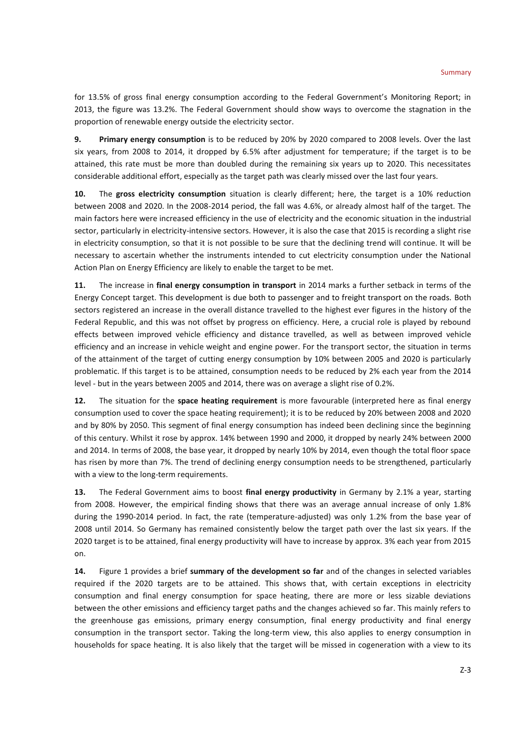for 13.5% of gross final energy consumption according to the Federal Government's Monitoring Report; in 2013, the figure was 13.2%. The Federal Government should show ways to overcome the stagnation in the proportion of renewable energy outside the electricity sector.

**9.** **Primary energy consumption** is to be reduced by 20% by 2020 compared to 2008 levels. Over the last six years, from 2008 to 2014, it dropped by 6.5% after adjustment for temperature; if the target is to be attained, this rate must be more than doubled during the remaining six years up to 2020. This necessitates considerable additional effort, especially as the target path was clearly missed over the last four years.

**10.** The **gross electricity consumption** situation is clearly different; here, the target is a 10% reduction between 2008 and 2020. In the 2008-2014 period, the fall was 4.6%, or already almost half of the target. The main factors here were increased efficiency in the use of electricity and the economic situation in the industrial sector, particularly in electricity-intensive sectors. However, it is also the case that 2015 is recording a slight rise in electricity consumption, so that it is not possible to be sure that the declining trend will continue. It will be necessary to ascertain whether the instruments intended to cut electricity consumption under the National Action Plan on Energy Efficiency are likely to enable the target to be met.

**11.** The increase in **final energy consumption in transport** in 2014 marks a further setback in terms of the Energy Concept target. This development is due both to passenger and to freight transport on the roads. Both sectors registered an increase in the overall distance travelled to the highest ever figures in the history of the Federal Republic, and this was not offset by progress on efficiency. Here, a crucial role is played by rebound effects between improved vehicle efficiency and distance travelled, as well as between improved vehicle efficiency and an increase in vehicle weight and engine power. For the transport sector, the situation in terms of the attainment of the target of cutting energy consumption by 10% between 2005 and 2020 is particularly problematic. If this target is to be attained, consumption needs to be reduced by 2% each year from the 2014 level - but in the years between 2005 and 2014, there was on average a slight rise of 0.2%.

**12.** The situation for the **space heating requirement** is more favourable (interpreted here as final energy consumption used to cover the space heating requirement); it is to be reduced by 20% between 2008 and 2020 and by 80% by 2050. This segment of final energy consumption has indeed been declining since the beginning of this century. Whilst it rose by approx. 14% between 1990 and 2000, it dropped by nearly 24% between 2000 and 2014. In terms of 2008, the base year, it dropped by nearly 10% by 2014, even though the total floor space has risen by more than 7%. The trend of declining energy consumption needs to be strengthened, particularly with a view to the long-term requirements.

**13.** The Federal Government aims to boost **final energy productivity** in Germany by 2.1% a year, starting from 2008. However, the empirical finding shows that there was an average annual increase of only 1.8% during the 1990-2014 period. In fact, the rate (temperature-adjusted) was only 1.2% from the base year of 2008 until 2014. So Germany has remained consistently below the target path over the last six years. If the 2020 target is to be attained, final energy productivity will have to increase by approx. 3% each year from 2015 on.

**14.** Figure 1 provides a brief **summary of the development so far** and of the changes in selected variables required if the 2020 targets are to be attained. This shows that, with certain exceptions in electricity consumption and final energy consumption for space heating, there are more or less sizable deviations between the other emissions and efficiency target paths and the changes achieved so far. This mainly refers to the greenhouse gas emissions, primary energy consumption, final energy productivity and final energy consumption in the transport sector. Taking the long-term view, this also applies to energy consumption in households for space heating. It is also likely that the target will be missed in cogeneration with a view to its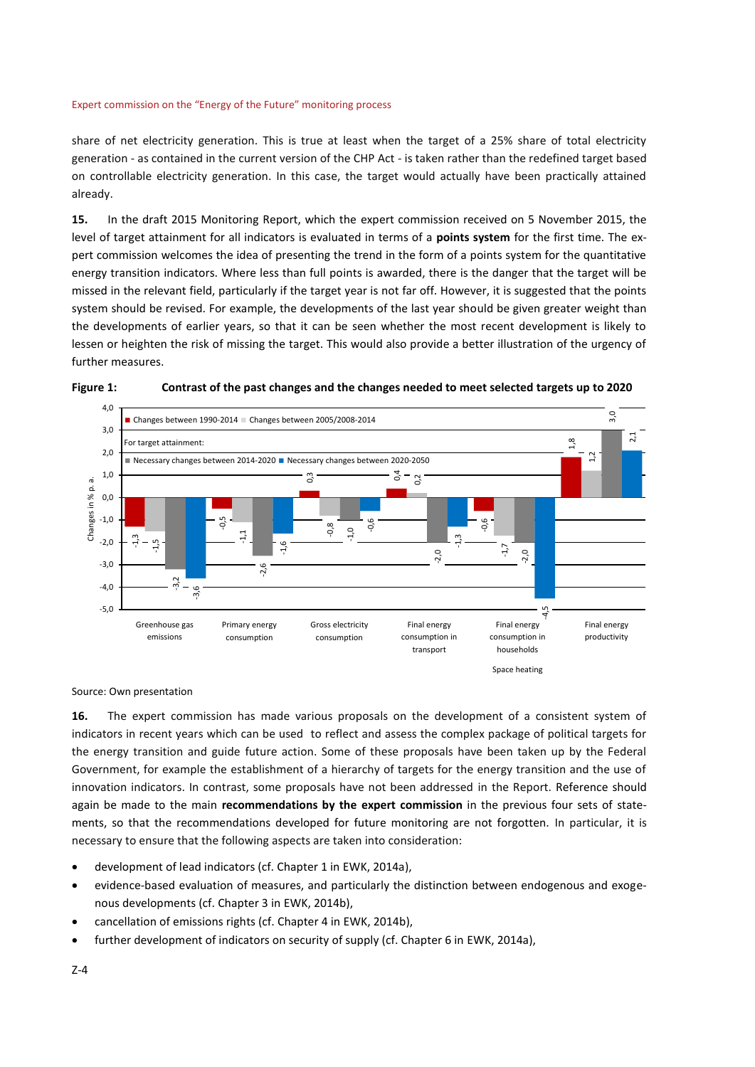share of net electricity generation. This is true at least when the target of a 25% share of total electricity generation - as contained in the current version of the CHP Act - is taken rather than the redefined target based on controllable electricity generation. In this case, the target would actually have been practically attained already.

**15.** In the draft 2015 Monitoring Report, which the expert commission received on 5 November 2015, the level of target attainment for all indicators is evaluated in terms of a **points system** for the first time. The expert commission welcomes the idea of presenting the trend in the form of a points system for the quantitative energy transition indicators. Where less than full points is awarded, there is the danger that the target will be missed in the relevant field, particularly if the target year is not far off. However, it is suggested that the points system should be revised. For example, the developments of the last year should be given greater weight than the developments of earlier years, so that it can be seen whether the most recent development is likely to lessen or heighten the risk of missing the target. This would also provide a better illustration of the urgency of further measures.

**Figure 1: Contrast of the past changes and the changes needed to meet selected targets up to 2020**

Changes in % p. a.

| | Changes between 1990-2014 | Changes between 2005/2008-2014 | For target attainment: Necessary changes between 2014-2020 | Necessary changes between 2020-2050 |
|---|---|---|---|---|
| Greenhouse gas emissions | -1,3 | -1,5 | -3,2 | -3,6 |
| Primary energy consumption | -0,5 | -1,1 | -2,6 | -1,6 |
| Gross electricity consumption | 0,3 | -0,8 | -1,0 | -0,6 |
| Final energy consumption in transport | 0,4 | 0,2 | -2,0 | -1,3 |
| Final energy consumption in households (Space heating) | -0,6 | -1,7 | -2,0 | -4,5 |
| Final energy productivity | 1,8 | 1,2 | 3,0 | 2,1 |

Source: Own presentation

**16.** The expert commission has made various proposals on the development of a consistent system of indicators in recent years which can be used to reflect and assess the complex package of political targets for the energy transition and guide future action. Some of these proposals have been taken up by the Federal Government, for example the establishment of a hierarchy of targets for the energy transition and the use of innovation indicators. In contrast, some proposals have not been addressed in the Report. Reference should again be made to the main **recommendations by the expert commission** in the previous four sets of statements, so that the recommendations developed for future monitoring are not forgotten. In particular, it is necessary to ensure that the following aspects are taken into consideration:

- development of lead indicators (cf. Chapter 1 in EWK, 2014a),
- evidence-based evaluation of measures, and particularly the distinction between endogenous and exogenous developments (cf. Chapter 3 in EWK, 2014b),
- cancellation of emissions rights (cf. Chapter 4 in EWK, 2014b),
- further development of indicators on security of supply (cf. Chapter 6 in EWK, 2014a),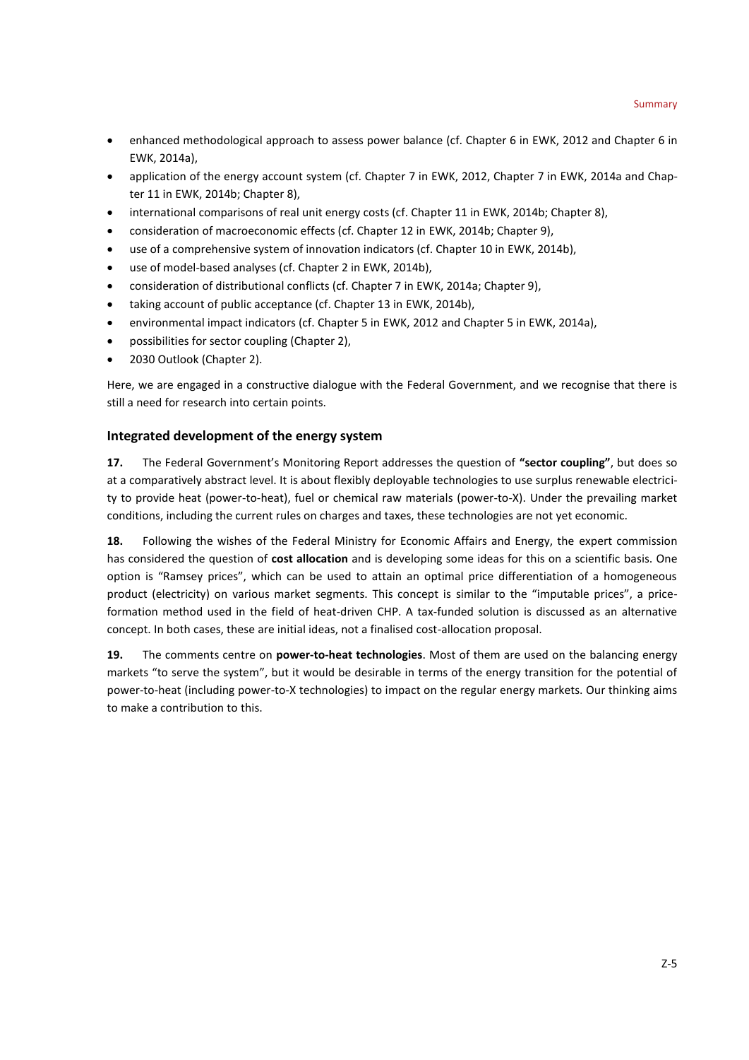- enhanced methodological approach to assess power balance (cf. Chapter 6 in EWK, 2012 and Chapter 6 in EWK, 2014a),
- application of the energy account system (cf. Chapter 7 in EWK, 2012, Chapter 7 in EWK, 2014a and Chapter 11 in EWK, 2014b; Chapter 8),
- international comparisons of real unit energy costs (cf. Chapter 11 in EWK, 2014b; Chapter 8),
- consideration of macroeconomic effects (cf. Chapter 12 in EWK, 2014b; Chapter 9),
- use of a comprehensive system of innovation indicators (cf. Chapter 10 in EWK, 2014b),
- use of model-based analyses (cf. Chapter 2 in EWK, 2014b),
- consideration of distributional conflicts (cf. Chapter 7 in EWK, 2014a; Chapter 9),
- taking account of public acceptance (cf. Chapter 13 in EWK, 2014b),
- environmental impact indicators (cf. Chapter 5 in EWK, 2012 and Chapter 5 in EWK, 2014a),
- possibilities for sector coupling (Chapter 2),
- 2030 Outlook (Chapter 2).

Here, we are engaged in a constructive dialogue with the Federal Government, and we recognise that there is still a need for research into certain points.

## Integrated development of the energy system

**17.** The Federal Government's Monitoring Report addresses the question of **"sector coupling"**, but does so at a comparatively abstract level. It is about flexibly deployable technologies to use surplus renewable electricity to provide heat (power-to-heat), fuel or chemical raw materials (power-to-X). Under the prevailing market conditions, including the current rules on charges and taxes, these technologies are not yet economic.

**18.** Following the wishes of the Federal Ministry for Economic Affairs and Energy, the expert commission has considered the question of **cost allocation** and is developing some ideas for this on a scientific basis. One option is "Ramsey prices", which can be used to attain an optimal price differentiation of a homogeneous product (electricity) on various market segments. This concept is similar to the "imputable prices", a price-formation method used in the field of heat-driven CHP. A tax-funded solution is discussed as an alternative concept. In both cases, these are initial ideas, not a finalised cost-allocation proposal.

**19.** The comments centre on **power-to-heat technologies**. Most of them are used on the balancing energy markets "to serve the system", but it would be desirable in terms of the energy transition for the potential of power-to-heat (including power-to-X technologies) to impact on the regular energy markets. Our thinking aims to make a contribution to this.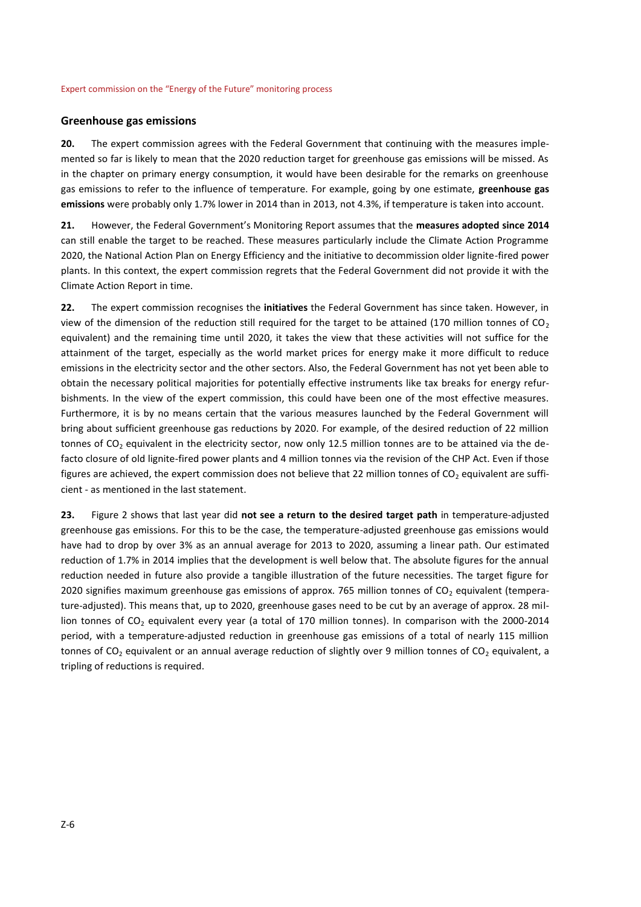## Greenhouse gas emissions

**20.** The expert commission agrees with the Federal Government that continuing with the measures implemented so far is likely to mean that the 2020 reduction target for greenhouse gas emissions will be missed. As in the chapter on primary energy consumption, it would have been desirable for the remarks on greenhouse gas emissions to refer to the influence of temperature. For example, going by one estimate, **greenhouse gas emissions** were probably only 1.7% lower in 2014 than in 2013, not 4.3%, if temperature is taken into account.

**21.** However, the Federal Government's Monitoring Report assumes that the **measures adopted since 2014** can still enable the target to be reached. These measures particularly include the Climate Action Programme 2020, the National Action Plan on Energy Efficiency and the initiative to decommission older lignite-fired power plants. In this context, the expert commission regrets that the Federal Government did not provide it with the Climate Action Report in time.

**22.** The expert commission recognises the **initiatives** the Federal Government has since taken. However, in view of the dimension of the reduction still required for the target to be attained (170 million tonnes of $CO_2$ equivalent) and the remaining time until 2020, it takes the view that these activities will not suffice for the attainment of the target, especially as the world market prices for energy make it more difficult to reduce emissions in the electricity sector and the other sectors. Also, the Federal Government has not yet been able to obtain the necessary political majorities for potentially effective instruments like tax breaks for energy refurbishments. In the view of the expert commission, this could have been one of the most effective measures. Furthermore, it is by no means certain that the various measures launched by the Federal Government will bring about sufficient greenhouse gas reductions by 2020. For example, of the desired reduction of 22 million tonnes of $CO_2$ equivalent in the electricity sector, now only 12.5 million tonnes are to be attained via the de-facto closure of old lignite-fired power plants and 4 million tonnes via the revision of the CHP Act. Even if those figures are achieved, the expert commission does not believe that 22 million tonnes of $CO_2$ equivalent are sufficient - as mentioned in the last statement.

**23.** Figure 2 shows that last year did **not see a return to the desired target path** in temperature-adjusted greenhouse gas emissions. For this to be the case, the temperature-adjusted greenhouse gas emissions would have had to drop by over 3% as an annual average for 2013 to 2020, assuming a linear path. Our estimated reduction of 1.7% in 2014 implies that the development is well below that. The absolute figures for the annual reduction needed in future also provide a tangible illustration of the future necessities. The target figure for 2020 signifies maximum greenhouse gas emissions of approx. 765 million tonnes of $CO_2$ equivalent (temperature-adjusted). This means that, up to 2020, greenhouse gases need to be cut by an average of approx. 28 million tonnes of $CO_2$ equivalent every year (a total of 170 million tonnes). In comparison with the 2000-2014 period, with a temperature-adjusted reduction in greenhouse gas emissions of a total of nearly 115 million tonnes of $CO_2$ equivalent or an annual average reduction of slightly over 9 million tonnes of $CO_2$ equivalent, a tripling of reductions is required.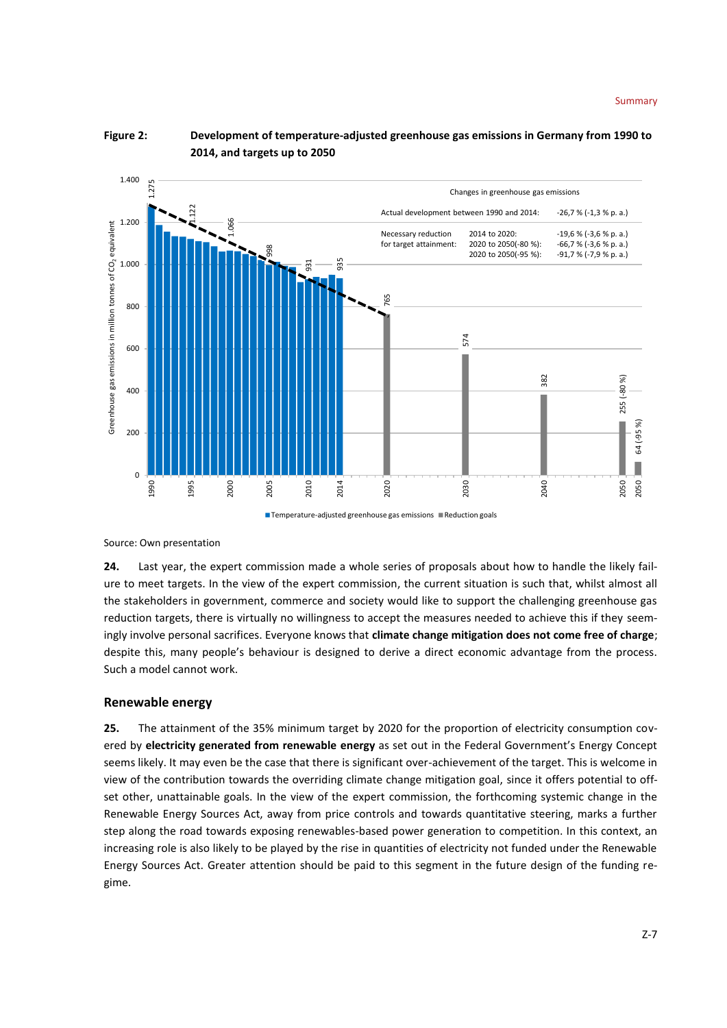**Figure 2: Development of temperature-adjusted greenhouse gas emissions in Germany from 1990 to 2014, and targets up to 2050**

Source: Own presentation

**24.** Last year, the expert commission made a whole series of proposals about how to handle the likely failure to meet targets. In the view of the expert commission, the current situation is such that, whilst almost all the stakeholders in government, commerce and society would like to support the challenging greenhouse gas reduction targets, there is virtually no willingness to accept the measures needed to achieve this if they seemingly involve personal sacrifices. Everyone knows that **climate change mitigation does not come free of charge**; despite this, many people's behaviour is designed to derive a direct economic advantage from the process. Such a model cannot work.

## Renewable energy

**25.** The attainment of the 35% minimum target by 2020 for the proportion of electricity consumption covered by **electricity generated from renewable energy** as set out in the Federal Government's Energy Concept seems likely. It may even be the case that there is significant over-achievement of the target. This is welcome in view of the contribution towards the overriding climate change mitigation goal, since it offers potential to offset other, unattainable goals. In the view of the expert commission, the forthcoming systemic change in the Renewable Energy Sources Act, away from price controls and towards quantitative steering, marks a further step along the road towards exposing renewables-based power generation to competition. In this context, an increasing role is also likely to be played by the rise in quantities of electricity not funded under the Renewable Energy Sources Act. Greater attention should be paid to this segment in the future design of the funding regime.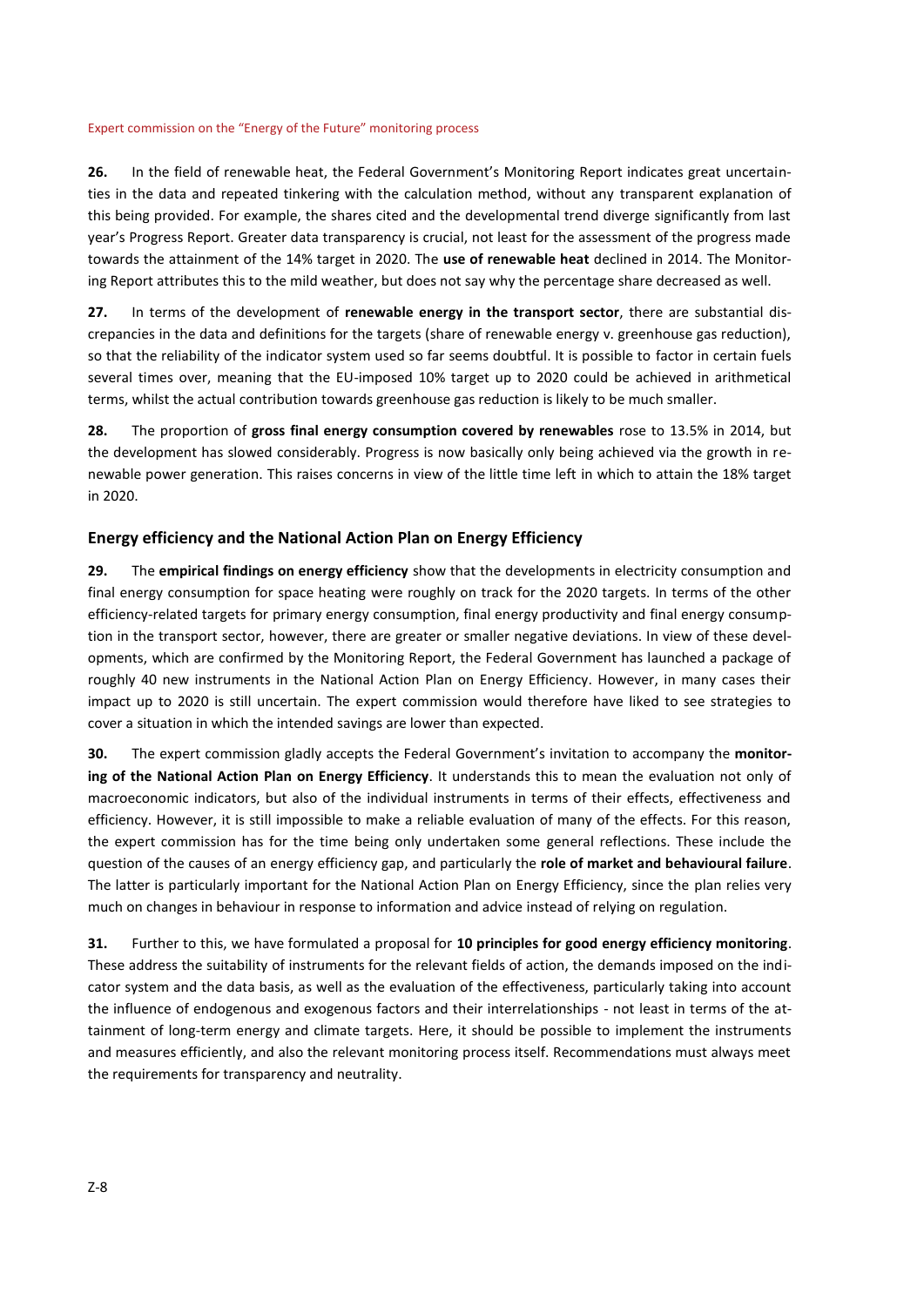**26.** In the field of renewable heat, the Federal Government's Monitoring Report indicates great uncertainties in the data and repeated tinkering with the calculation method, without any transparent explanation of this being provided. For example, the shares cited and the developmental trend diverge significantly from last year's Progress Report. Greater data transparency is crucial, not least for the assessment of the progress made towards the attainment of the 14% target in 2020. The **use of renewable heat** declined in 2014. The Monitoring Report attributes this to the mild weather, but does not say why the percentage share decreased as well.

**27.** In terms of the development of **renewable energy in the transport sector**, there are substantial discrepancies in the data and definitions for the targets (share of renewable energy v. greenhouse gas reduction), so that the reliability of the indicator system used so far seems doubtful. It is possible to factor in certain fuels several times over, meaning that the EU-imposed 10% target up to 2020 could be achieved in arithmetical terms, whilst the actual contribution towards greenhouse gas reduction is likely to be much smaller.

**28.** The proportion of **gross final energy consumption covered by renewables** rose to 13.5% in 2014, but the development has slowed considerably. Progress is now basically only being achieved via the growth in renewable power generation. This raises concerns in view of the little time left in which to attain the 18% target in 2020.

## Energy efficiency and the National Action Plan on Energy Efficiency

**29.** The **empirical findings on energy efficiency** show that the developments in electricity consumption and final energy consumption for space heating were roughly on track for the 2020 targets. In terms of the other efficiency-related targets for primary energy consumption, final energy productivity and final energy consumption in the transport sector, however, there are greater or smaller negative deviations. In view of these developments, which are confirmed by the Monitoring Report, the Federal Government has launched a package of roughly 40 new instruments in the National Action Plan on Energy Efficiency. However, in many cases their impact up to 2020 is still uncertain. The expert commission would therefore have liked to see strategies to cover a situation in which the intended savings are lower than expected.

**30.** The expert commission gladly accepts the Federal Government's invitation to accompany the **monitoring of the National Action Plan on Energy Efficiency**. It understands this to mean the evaluation not only of macroeconomic indicators, but also of the individual instruments in terms of their effects, effectiveness and efficiency. However, it is still impossible to make a reliable evaluation of many of the effects. For this reason, the expert commission has for the time being only undertaken some general reflections. These include the question of the causes of an energy efficiency gap, and particularly the **role of market and behavioural failure**. The latter is particularly important for the National Action Plan on Energy Efficiency, since the plan relies very much on changes in behaviour in response to information and advice instead of relying on regulation.

**31.** Further to this, we have formulated a proposal for **10 principles for good energy efficiency monitoring**. These address the suitability of instruments for the relevant fields of action, the demands imposed on the indicator system and the data basis, as well as the evaluation of the effectiveness, particularly taking into account the influence of endogenous and exogenous factors and their interrelationships - not least in terms of the attainment of long-term energy and climate targets. Here, it should be possible to implement the instruments and measures efficiently, and also the relevant monitoring process itself. Recommendations must always meet the requirements for transparency and neutrality.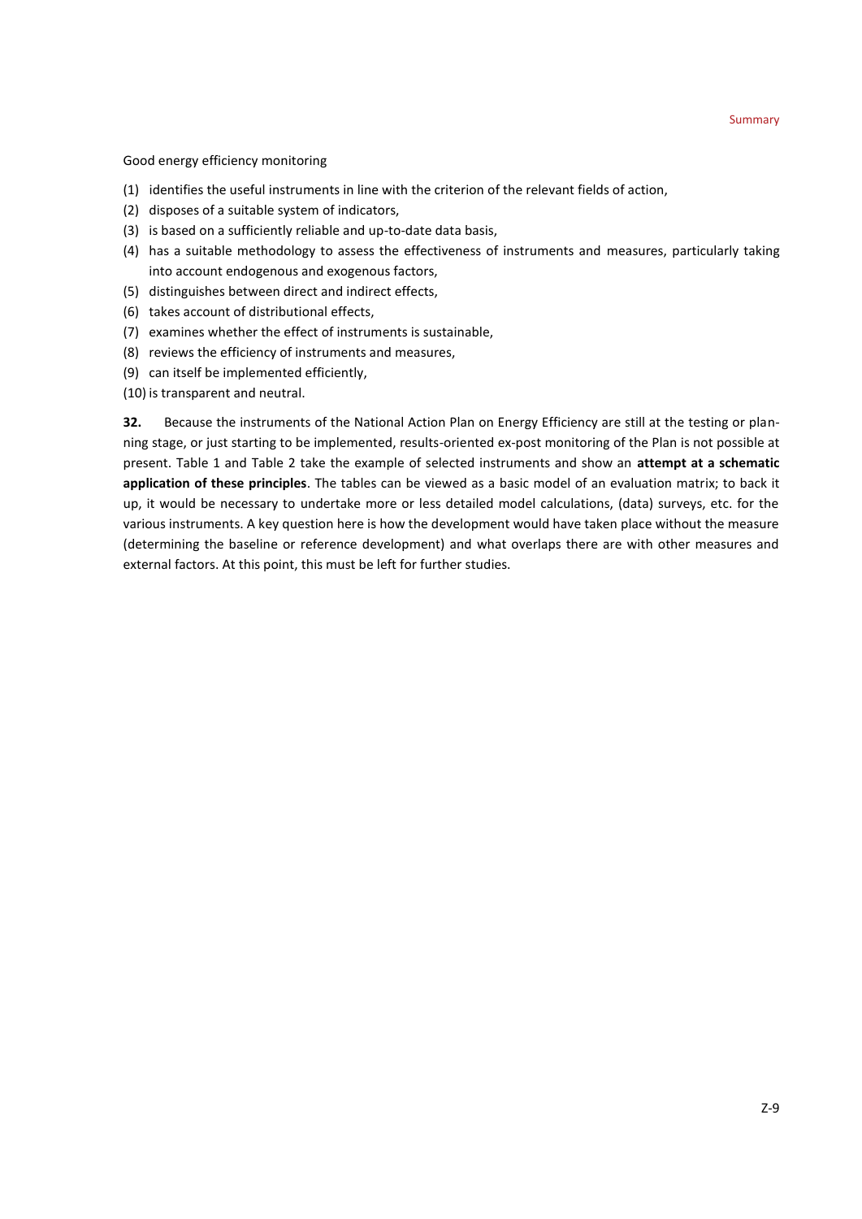Good energy efficiency monitoring

(1) identifies the useful instruments in line with the criterion of the relevant fields of action,
(2) disposes of a suitable system of indicators,
(3) is based on a sufficiently reliable and up-to-date data basis,
(4) has a suitable methodology to assess the effectiveness of instruments and measures, particularly taking into account endogenous and exogenous factors,
(5) distinguishes between direct and indirect effects,
(6) takes account of distributional effects,
(7) examines whether the effect of instruments is sustainable,
(8) reviews the efficiency of instruments and measures,
(9) can itself be implemented efficiently,
(10) is transparent and neutral.

**32.** Because the instruments of the National Action Plan on Energy Efficiency are still at the testing or planning stage, or just starting to be implemented, results-oriented ex-post monitoring of the Plan is not possible at present. Table 1 and Table 2 take the example of selected instruments and show an **attempt at a schematic application of these principles**. The tables can be viewed as a basic model of an evaluation matrix; to back it up, it would be necessary to undertake more or less detailed model calculations, (data) surveys, etc. for the various instruments. A key question here is how the development would have taken place without the measure (determining the baseline or reference development) and what overlaps there are with other measures and external factors. At this point, this must be left for further studies.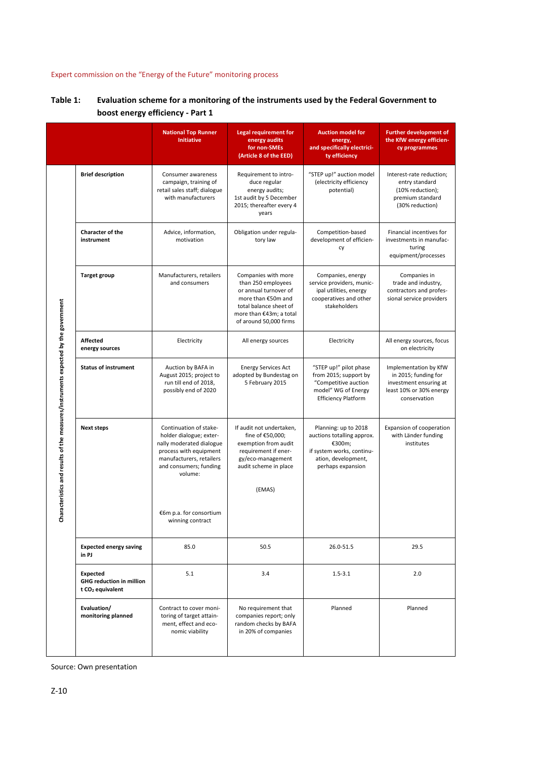**Table 1: Evaluation scheme for a monitoring of the instruments used by the Federal Government to boost energy efficiency - Part 1**

| | | National Top Runner Initiative | Legal requirement for energy audits for non-SMEs (Article 8 of the EED) | Auction model for energy, and specifically electricity efficiency | Further development of the KfW energy efficiency programmes |
|---|---|---|---|---|---|
| Characteristics and results of the measures/instruments expected by the government | **Brief description** | Consumer awareness campaign, training of retail sales staff; dialogue with manufacturers | Requirement to introduce regular energy audits; 1st audit by 5 December 2015; thereafter every 4 years | "STEP up!" auction model (electricity efficiency potential) | Interest-rate reduction; entry standard (10% reduction); premium standard (30% reduction) |
| | **Character of the instrument** | Advice, information, motivation | Obligation under regulatory law | Competition-based development of efficiency | Financial incentives for investments in manufacturing equipment/processes |
| | **Target group** | Manufacturers, retailers and consumers | Companies with more than 250 employees or annual turnover of more than €50m and total balance sheet of more than €43m; a total of around 50,000 firms | Companies, energy service providers, municipal utilities, energy cooperatives and other stakeholders | Companies in trade and industry, contractors and professional service providers |
| | **Affected energy sources** | Electricity | All energy sources | Electricity | All energy sources, focus on electricity |
| | **Status of instrument** | Auction by BAFA in August 2015; project to run till end of 2018, possibly end of 2020 | Energy Services Act adopted by Bundestag on 5 February 2015 | "STEP up!" pilot phase from 2015; support by "Competitive auction model" WG of Energy Efficiency Platform | Implementation by KfW in 2015; funding for investment ensuring at least 10% or 30% energy conservation |
| | **Next steps** | Continuation of stakeholder dialogue; externally moderated dialogue process with equipment manufacturers, retailers and consumers; funding volume: €6m p.a. for consortium winning contract | If audit not undertaken, fine of €50,000; exemption from audit requirement if energy/eco-management audit scheme in place (EMAS) | Planning: up to 2018 auctions totalling approx. €300m; if system works, continuation, development, perhaps expansion | Expansion of cooperation with Länder funding institutes |
| | **Expected energy saving in PJ** | 85.0 | 50.5 | 26.0-51.5 | 29.5 |
| | **Expected GHG reduction in million t $CO_2$ equivalent** | 5.1 | 3.4 | 1.5-3.1 | 2.0 |
| | **Evaluation/ monitoring planned** | Contract to cover monitoring of target attainment, effect and economic viability | No requirement that companies report; only random checks by BAFA in 20% of companies | Planned | Planned |

Source: Own presentation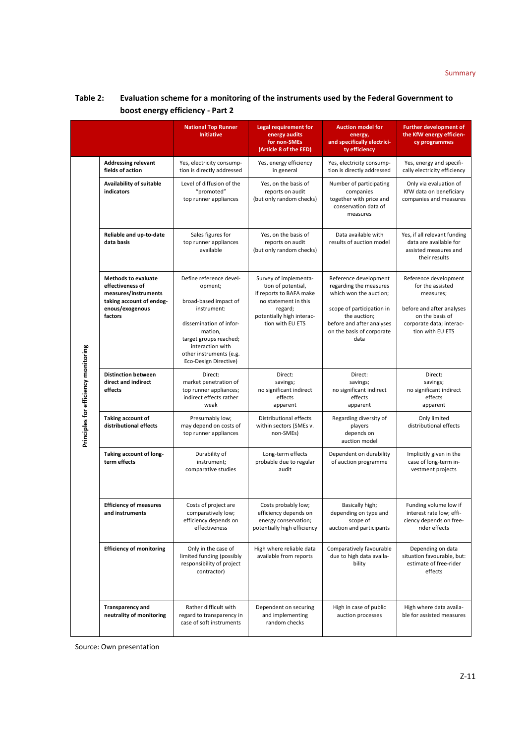**Table 2: Evaluation scheme for a monitoring of the instruments used by the Federal Government to boost energy efficiency - Part 2**

| | | National Top Runner Initiative | Legal requirement for energy audits for non-SMEs (Article 8 of the EED) | Auction model for energy, and specifically electricity efficiency | Further development of the KfW energy efficiency programmes |
|---|---|---|---|---|---|
| Principles for efficiency monitoring | **Addressing relevant fields of action** | Yes, electricity consumption is directly addressed | Yes, energy efficiency in general | Yes, electricity consumption is directly addressed | Yes, energy and specifically electricity efficiency |
| | **Availability of suitable indicators** | Level of diffusion of the "promoted" top runner appliances | Yes, on the basis of reports on audit (but only random checks) | Number of participating companies together with price and conservation data of measures | Only via evaluation of KfW data on beneficiary companies and measures |
| | **Reliable and up-to-date data basis** | Sales figures for top runner appliances available | Yes, on the basis of reports on audit (but only random checks) | Data available with results of auction model | Yes, if all relevant funding data are available for assisted measures and their results |
| | **Methods to evaluate effectiveness of measures/instruments taking account of endogenous/exogenous factors** | Define reference development; broad-based impact of instrument: dissemination of information, target groups reached; interaction with other instruments (e.g. Eco-Design Directive) | Survey of implementation of potential, if reports to BAFA make no statement in this regard; potentially high interaction with EU ETS | Reference development regarding the measures which won the auction; scope of participation in the auction; before and after analyses on the basis of corporate data | Reference development for the assisted measures; before and after analyses on the basis of corporate data; interaction with EU ETS |
| | **Distinction between direct and indirect effects** | Direct: market penetration of top runner appliances; indirect effects rather weak | Direct: savings; no significant indirect effects apparent | Direct: savings; no significant indirect effects apparent | Direct: savings; no significant indirect effects apparent |
| | **Taking account of distributional effects** | Presumably low; may depend on costs of top runner appliances | Distributional effects within sectors (SMEs v. non-SMEs) | Regarding diversity of players depends on auction model | Only limited distributional effects |
| | **Taking account of long-term effects** | Durability of instrument; comparative studies | Long-term effects probable due to regular audit | Dependent on durability of auction programme | Implicitly given in the case of long-term investment projects |
| | **Efficiency of measures and instruments** | Costs of project are comparatively low; efficiency depends on effectiveness | Costs probably low; efficiency depends on energy conservation; potentially high efficiency | Basically high; depending on type and scope of auction and participants | Funding volume low if interest rate low; efficiency depends on free-rider effects |
| | **Efficiency of monitoring** | Only in the case of limited funding (possibly responsibility of project contractor) | High where reliable data available from reports | Comparatively favourable due to high data availability | Depending on data situation favourable, but: estimate of free-rider effects |
| | **Transparency and neutrality of monitoring** | Rather difficult with regard to transparency in case of soft instruments | Dependent on securing and implementing random checks | High in case of public auction processes | High where data available for assisted measures |

Source: Own presentation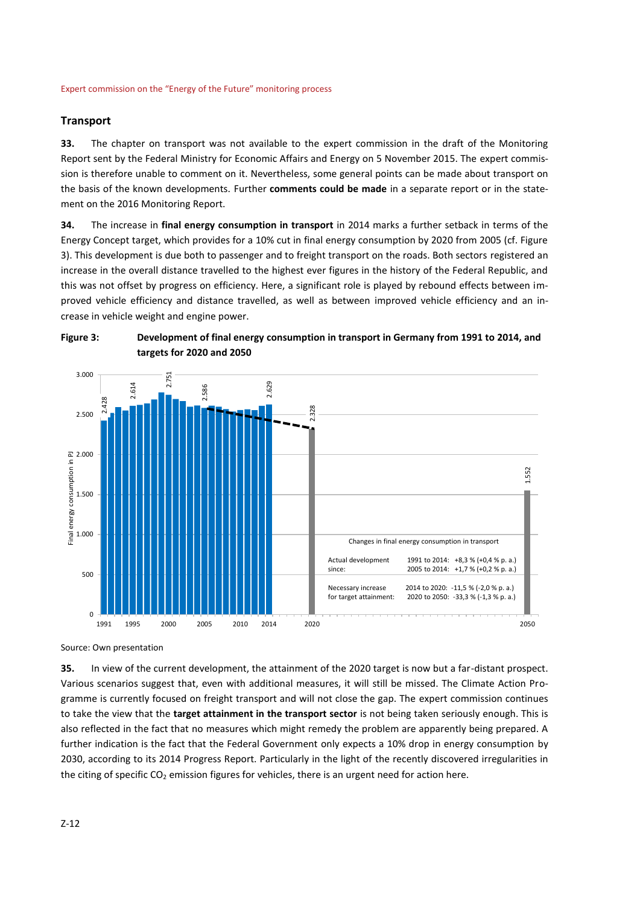## Transport

**33.** The chapter on transport was not available to the expert commission in the draft of the Monitoring Report sent by the Federal Ministry for Economic Affairs and Energy on 5 November 2015. The expert commission is therefore unable to comment on it. Nevertheless, some general points can be made about transport on the basis of the known developments. Further **comments could be made** in a separate report or in the statement on the 2016 Monitoring Report.

**34.** The increase in **final energy consumption in transport** in 2014 marks a further setback in terms of the Energy Concept target, which provides for a 10% cut in final energy consumption by 2020 from 2005 (cf. Figure 3). This development is due both to passenger and to freight transport on the roads. Both sectors registered an increase in the overall distance travelled to the highest ever figures in the history of the Federal Republic, and this was not offset by progress on efficiency. Here, a significant role is played by rebound effects between improved vehicle efficiency and distance travelled, as well as between improved vehicle efficiency and an increase in vehicle weight and engine power.

**Figure 3: Development of final energy consumption in transport in Germany from 1991 to 2014, and targets for 2020 and 2050**

Final energy consumption in PJ: 1991: 2.428; 1995: 2.614; 2000: 2.751; 2005: 2.586; 2014: 2.629; 2020 (target): 2.328; 2050 (target): 1.552

Changes in final energy consumption in transport

| | |
|---|---|
| Actual development since: | 1991 to 2014: +8,3 % (+0,4 % p. a.) |
| | 2005 to 2014: +1,7 % (+0,2 % p. a.) |
| Necessary increase for target attainment: | 2014 to 2020: -11,5 % (-2,0 % p. a.) |
| | 2020 to 2050: -33,3 % (-1,3 % p. a.) |

Source: Own presentation

**35.** In view of the current development, the attainment of the 2020 target is now but a far-distant prospect. Various scenarios suggest that, even with additional measures, it will still be missed. The Climate Action Programme is currently focused on freight transport and will not close the gap. The expert commission continues to take the view that the **target attainment in the transport sector** is not being taken seriously enough. This is also reflected in the fact that no measures which might remedy the problem are apparently being prepared. A further indication is the fact that the Federal Government only expects a 10% drop in energy consumption by 2030, according to its 2014 Progress Report. Particularly in the light of the recently discovered irregularities in the citing of specific $CO_2$ emission figures for vehicles, there is an urgent need for action here.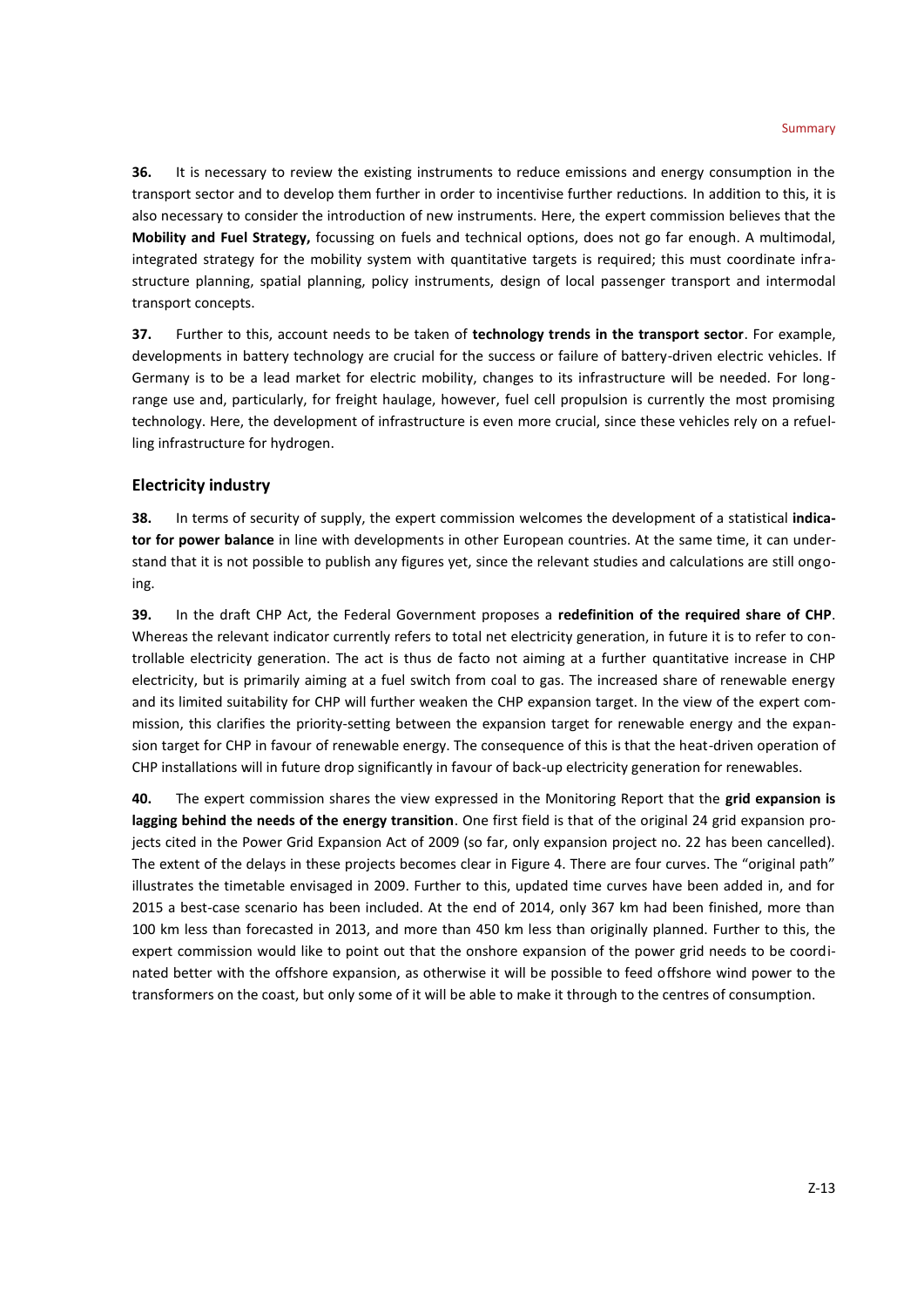**36.** It is necessary to review the existing instruments to reduce emissions and energy consumption in the transport sector and to develop them further in order to incentivise further reductions. In addition to this, it is also necessary to consider the introduction of new instruments. Here, the expert commission believes that the **Mobility and Fuel Strategy,** focussing on fuels and technical options, does not go far enough. A multimodal, integrated strategy for the mobility system with quantitative targets is required; this must coordinate infrastructure planning, spatial planning, policy instruments, design of local passenger transport and intermodal transport concepts.

**37.** Further to this, account needs to be taken of **technology trends in the transport sector**. For example, developments in battery technology are crucial for the success or failure of battery-driven electric vehicles. If Germany is to be a lead market for electric mobility, changes to its infrastructure will be needed. For long-range use and, particularly, for freight haulage, however, fuel cell propulsion is currently the most promising technology. Here, the development of infrastructure is even more crucial, since these vehicles rely on a refuelling infrastructure for hydrogen.

## Electricity industry

**38.** In terms of security of supply, the expert commission welcomes the development of a statistical **indicator for power balance** in line with developments in other European countries. At the same time, it can understand that it is not possible to publish any figures yet, since the relevant studies and calculations are still ongoing.

**39.** In the draft CHP Act, the Federal Government proposes a **redefinition of the required share of CHP**. Whereas the relevant indicator currently refers to total net electricity generation, in future it is to refer to controllable electricity generation. The act is thus de facto not aiming at a further quantitative increase in CHP electricity, but is primarily aiming at a fuel switch from coal to gas. The increased share of renewable energy and its limited suitability for CHP will further weaken the CHP expansion target. In the view of the expert commission, this clarifies the priority-setting between the expansion target for renewable energy and the expansion target for CHP in favour of renewable energy. The consequence of this is that the heat-driven operation of CHP installations will in future drop significantly in favour of back-up electricity generation for renewables.

**40.** The expert commission shares the view expressed in the Monitoring Report that the **grid expansion is lagging behind the needs of the energy transition**. One first field is that of the original 24 grid expansion projects cited in the Power Grid Expansion Act of 2009 (so far, only expansion project no. 22 has been cancelled). The extent of the delays in these projects becomes clear in Figure 4. There are four curves. The "original path" illustrates the timetable envisaged in 2009. Further to this, updated time curves have been added in, and for 2015 a best-case scenario has been included. At the end of 2014, only 367 km had been finished, more than 100 km less than forecasted in 2013, and more than 450 km less than originally planned. Further to this, the expert commission would like to point out that the onshore expansion of the power grid needs to be coordinated better with the offshore expansion, as otherwise it will be possible to feed offshore wind power to the transformers on the coast, but only some of it will be able to make it through to the centres of consumption.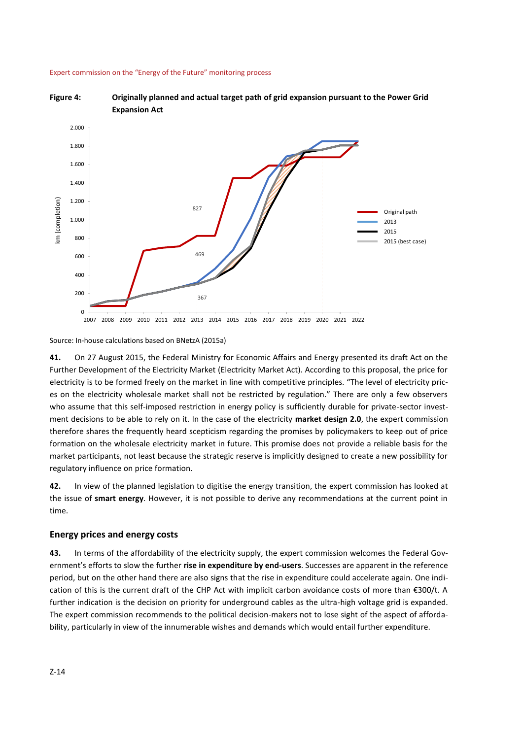**Figure 4: Originally planned and actual target path of grid expansion pursuant to the Power Grid Expansion Act**

Source: In-house calculations based on BNetzA (2015a)

**41.** On 27 August 2015, the Federal Ministry for Economic Affairs and Energy presented its draft Act on the Further Development of the Electricity Market (Electricity Market Act). According to this proposal, the price for electricity is to be formed freely on the market in line with competitive principles. "The level of electricity prices on the electricity wholesale market shall not be restricted by regulation." There are only a few observers who assume that this self-imposed restriction in energy policy is sufficiently durable for private-sector investment decisions to be able to rely on it. In the case of the electricity **market design 2.0**, the expert commission therefore shares the frequently heard scepticism regarding the promises by policymakers to keep out of price formation on the wholesale electricity market in future. This promise does not provide a reliable basis for the market participants, not least because the strategic reserve is implicitly designed to create a new possibility for regulatory influence on price formation.

**42.** In view of the planned legislation to digitise the energy transition, the expert commission has looked at the issue of **smart energy**. However, it is not possible to derive any recommendations at the current point in time.

### Energy prices and energy costs

**43.** In terms of the affordability of the electricity supply, the expert commission welcomes the Federal Government's efforts to slow the further **rise in expenditure by end-users**. Successes are apparent in the reference period, but on the other hand there are also signs that the rise in expenditure could accelerate again. One indication of this is the current draft of the CHP Act with implicit carbon avoidance costs of more than €300/t. A further indication is the decision on priority for underground cables as the ultra-high voltage grid is expanded. The expert commission recommends to the political decision-makers not to lose sight of the aspect of affordability, particularly in view of the innumerable wishes and demands which would entail further expenditure.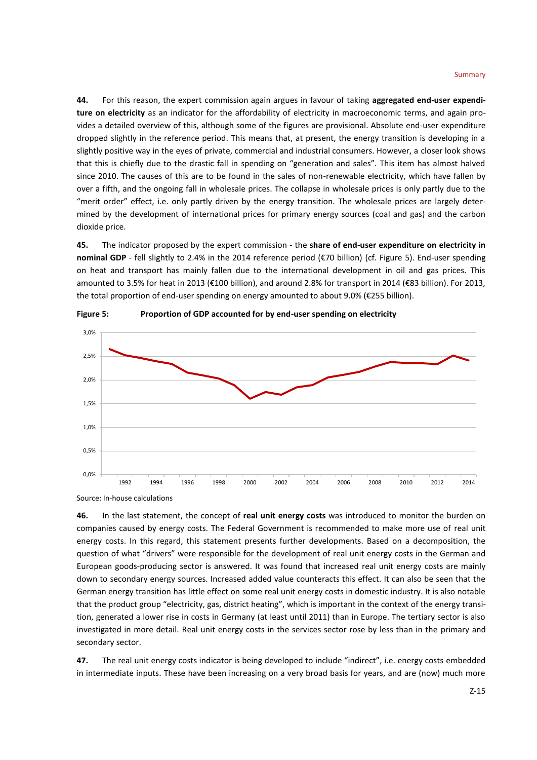**44.** For this reason, the expert commission again argues in favour of taking **aggregated end-user expenditure on electricity** as an indicator for the affordability of electricity in macroeconomic terms, and again provides a detailed overview of this, although some of the figures are provisional. Absolute end-user expenditure dropped slightly in the reference period. This means that, at present, the energy transition is developing in a slightly positive way in the eyes of private, commercial and industrial consumers. However, a closer look shows that this is chiefly due to the drastic fall in spending on "generation and sales". This item has almost halved since 2010. The causes of this are to be found in the sales of non-renewable electricity, which have fallen by over a fifth, and the ongoing fall in wholesale prices. The collapse in wholesale prices is only partly due to the "merit order" effect, i.e. only partly driven by the energy transition. The wholesale prices are largely determined by the development of international prices for primary energy sources (coal and gas) and the carbon dioxide price.

**45.** The indicator proposed by the expert commission - the **share of end-user expenditure on electricity in nominal GDP** - fell slightly to 2.4% in the 2014 reference period (€70 billion) (cf. Figure 5). End-user spending on heat and transport has mainly fallen due to the international development in oil and gas prices. This amounted to 3.5% for heat in 2013 (€100 billion), and around 2.8% for transport in 2014 (€83 billion). For 2013, the total proportion of end-user spending on energy amounted to about 9.0% (€255 billion).

**Figure 5: Proportion of GDP accounted for by end-user spending on electricity**

Source: In-house calculations

**46.** In the last statement, the concept of **real unit energy costs** was introduced to monitor the burden on companies caused by energy costs. The Federal Government is recommended to make more use of real unit energy costs. In this regard, this statement presents further developments. Based on a decomposition, the question of what "drivers" were responsible for the development of real unit energy costs in the German and European goods-producing sector is answered. It was found that increased real unit energy costs are mainly down to secondary energy sources. Increased added value counteracts this effect. It can also be seen that the German energy transition has little effect on some real unit energy costs in domestic industry. It is also notable that the product group "electricity, gas, district heating", which is important in the context of the energy transition, generated a lower rise in costs in Germany (at least until 2011) than in Europe. The tertiary sector is also investigated in more detail. Real unit energy costs in the services sector rose by less than in the primary and secondary sector.

**47.** The real unit energy costs indicator is being developed to include "indirect", i.e. energy costs embedded in intermediate inputs. These have been increasing on a very broad basis for years, and are (now) much more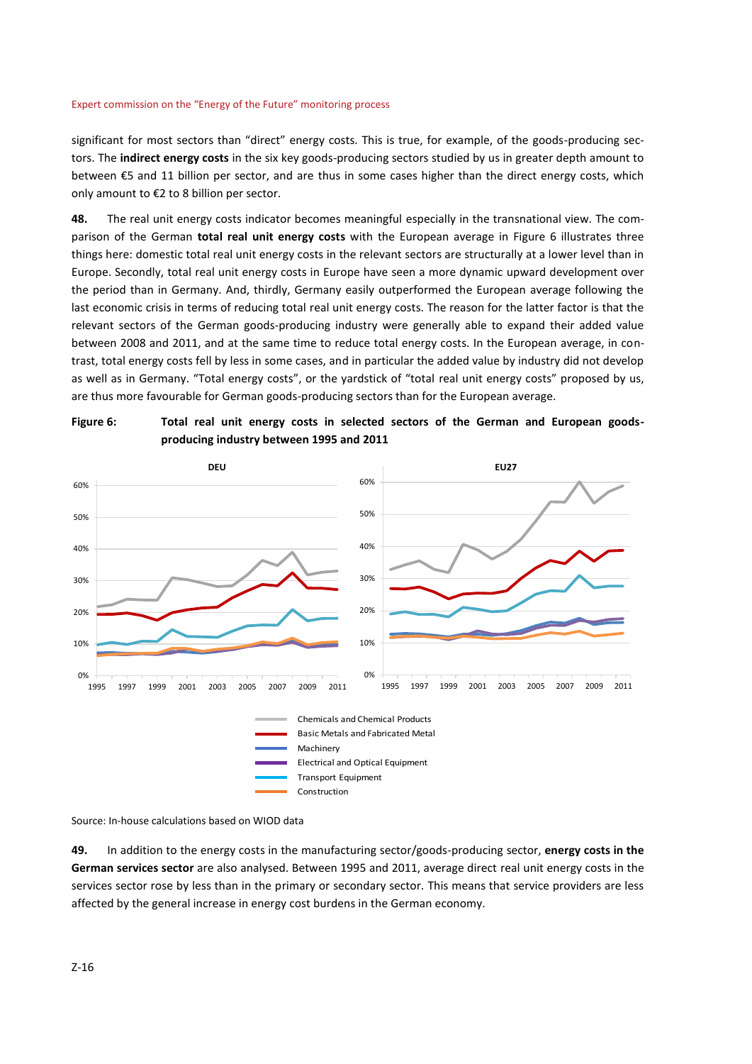significant for most sectors than "direct" energy costs. This is true, for example, of the goods-producing sectors. The **indirect energy costs** in the six key goods-producing sectors studied by us in greater depth amount to between €5 and 11 billion per sector, and are thus in some cases higher than the direct energy costs, which only amount to €2 to 8 billion per sector.

**48.** The real unit energy costs indicator becomes meaningful especially in the transnational view. The comparison of the German **total real unit energy costs** with the European average in Figure 6 illustrates three things here: domestic total real unit energy costs in the relevant sectors are structurally at a lower level than in Europe. Secondly, total real unit energy costs in Europe have seen a more dynamic upward development over the period than in Germany. And, thirdly, Germany easily outperformed the European average following the last economic crisis in terms of reducing total real unit energy costs. The reason for the latter factor is that the relevant sectors of the German goods-producing industry were generally able to expand their added value between 2008 and 2011, and at the same time to reduce total energy costs. In the European average, in contrast, total energy costs fell by less in some cases, and in particular the added value by industry did not develop as well as in Germany. "Total energy costs", or the yardstick of "total real unit energy costs" proposed by us, are thus more favourable for German goods-producing sectors than for the European average.

**Figure 6: Total real unit energy costs in selected sectors of the German and European goods-producing industry between 1995 and 2011**

Source: In-house calculations based on WIOD data

**49.** In addition to the energy costs in the manufacturing sector/goods-producing sector, **energy costs in the German services sector** are also analysed. Between 1995 and 2011, average direct real unit energy costs in the services sector rose by less than in the primary or secondary sector. This means that service providers are less affected by the general increase in energy cost burdens in the German economy.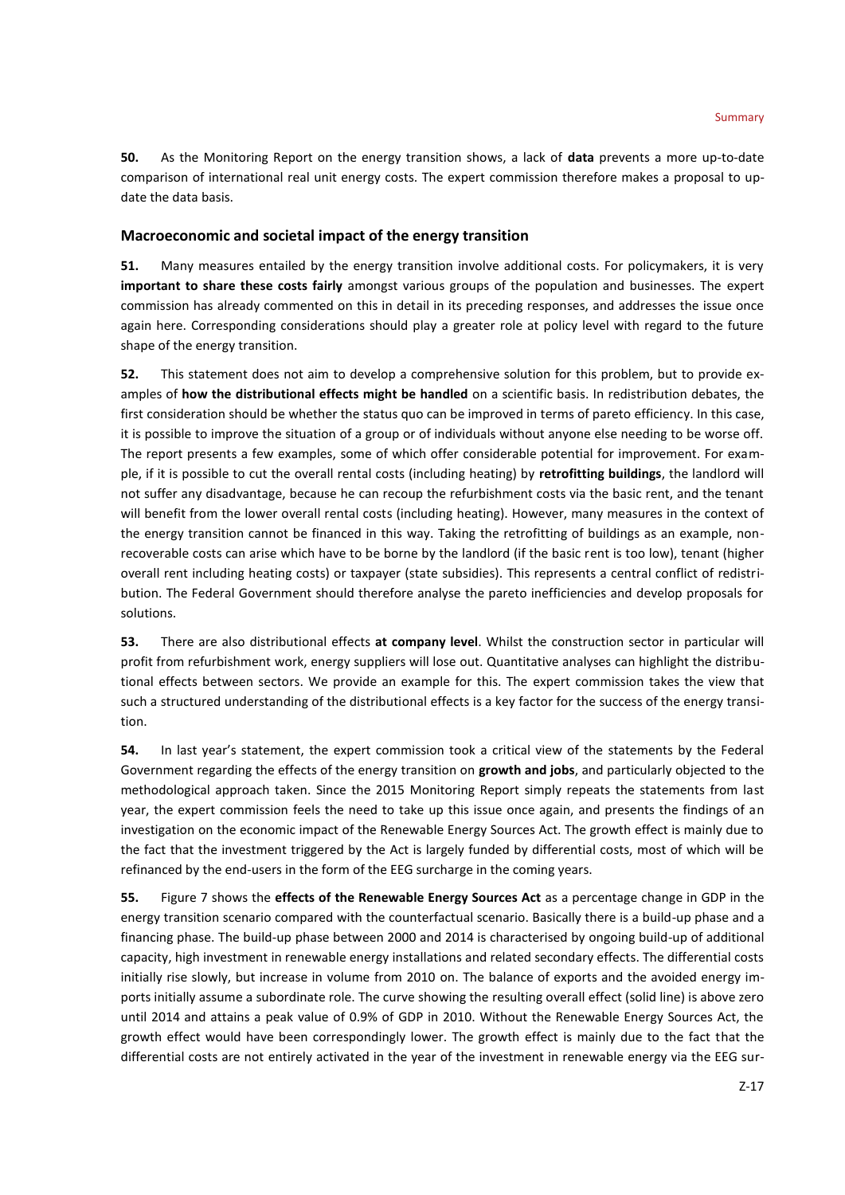**50.** As the Monitoring Report on the energy transition shows, a lack of **data** prevents a more up-to-date comparison of international real unit energy costs. The expert commission therefore makes a proposal to update the data basis.

## Macroeconomic and societal impact of the energy transition

**51.** Many measures entailed by the energy transition involve additional costs. For policymakers, it is very **important to share these costs fairly** amongst various groups of the population and businesses. The expert commission has already commented on this in detail in its preceding responses, and addresses the issue once again here. Corresponding considerations should play a greater role at policy level with regard to the future shape of the energy transition.

**52.** This statement does not aim to develop a comprehensive solution for this problem, but to provide examples of **how the distributional effects might be handled** on a scientific basis. In redistribution debates, the first consideration should be whether the status quo can be improved in terms of pareto efficiency. In this case, it is possible to improve the situation of a group or of individuals without anyone else needing to be worse off. The report presents a few examples, some of which offer considerable potential for improvement. For example, if it is possible to cut the overall rental costs (including heating) by **retrofitting buildings**, the landlord will not suffer any disadvantage, because he can recoup the refurbishment costs via the basic rent, and the tenant will benefit from the lower overall rental costs (including heating). However, many measures in the context of the energy transition cannot be financed in this way. Taking the retrofitting of buildings as an example, non-recoverable costs can arise which have to be borne by the landlord (if the basic rent is too low), tenant (higher overall rent including heating costs) or taxpayer (state subsidies). This represents a central conflict of redistribution. The Federal Government should therefore analyse the pareto inefficiencies and develop proposals for solutions.

**53.** There are also distributional effects **at company level**. Whilst the construction sector in particular will profit from refurbishment work, energy suppliers will lose out. Quantitative analyses can highlight the distributional effects between sectors. We provide an example for this. The expert commission takes the view that such a structured understanding of the distributional effects is a key factor for the success of the energy transition.

**54.** In last year's statement, the expert commission took a critical view of the statements by the Federal Government regarding the effects of the energy transition on **growth and jobs**, and particularly objected to the methodological approach taken. Since the 2015 Monitoring Report simply repeats the statements from last year, the expert commission feels the need to take up this issue once again, and presents the findings of an investigation on the economic impact of the Renewable Energy Sources Act. The growth effect is mainly due to the fact that the investment triggered by the Act is largely funded by differential costs, most of which will be refinanced by the end-users in the form of the EEG surcharge in the coming years.

**55.** Figure 7 shows the **effects of the Renewable Energy Sources Act** as a percentage change in GDP in the energy transition scenario compared with the counterfactual scenario. Basically there is a build-up phase and a financing phase. The build-up phase between 2000 and 2014 is characterised by ongoing build-up of additional capacity, high investment in renewable energy installations and related secondary effects. The differential costs initially rise slowly, but increase in volume from 2010 on. The balance of exports and the avoided energy imports initially assume a subordinate role. The curve showing the resulting overall effect (solid line) is above zero until 2014 and attains a peak value of 0.9% of GDP in 2010. Without the Renewable Energy Sources Act, the growth effect would have been correspondingly lower. The growth effect is mainly due to the fact that the differential costs are not entirely activated in the year of the investment in renewable energy via the EEG sur-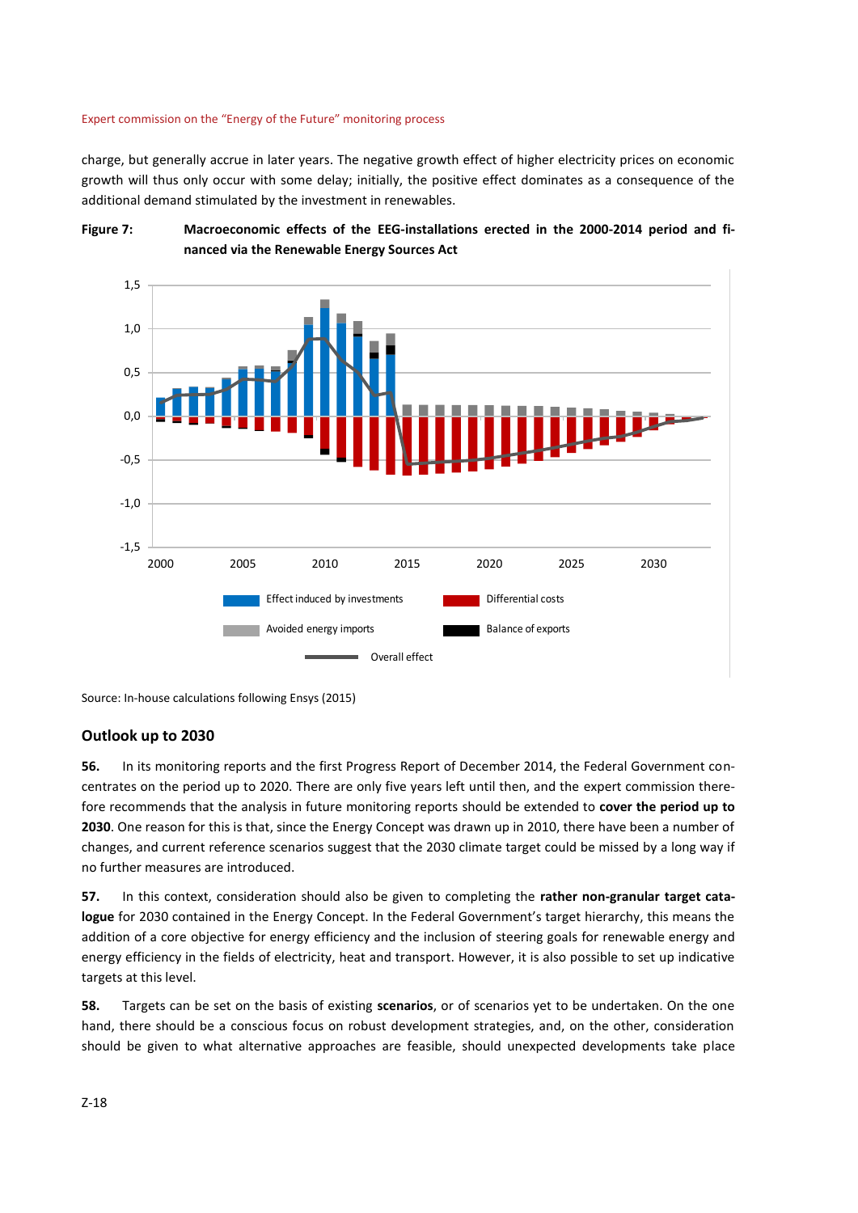charge, but generally accrue in later years. The negative growth effect of higher electricity prices on economic growth will thus only occur with some delay; initially, the positive effect dominates as a consequence of the additional demand stimulated by the investment in renewables.

**Figure 7: Macroeconomic effects of the EEG-installations erected in the 2000-2014 period and financed via the Renewable Energy Sources Act**

Source: In-house calculations following Ensys (2015)

## Outlook up to 2030

**56.** In its monitoring reports and the first Progress Report of December 2014, the Federal Government concentrates on the period up to 2020. There are only five years left until then, and the expert commission therefore recommends that the analysis in future monitoring reports should be extended to **cover the period up to 2030**. One reason for this is that, since the Energy Concept was drawn up in 2010, there have been a number of changes, and current reference scenarios suggest that the 2030 climate target could be missed by a long way if no further measures are introduced.

**57.** In this context, consideration should also be given to completing the **rather non-granular target catalogue** for 2030 contained in the Energy Concept. In the Federal Government's target hierarchy, this means the addition of a core objective for energy efficiency and the inclusion of steering goals for renewable energy and energy efficiency in the fields of electricity, heat and transport. However, it is also possible to set up indicative targets at this level.

**58.** Targets can be set on the basis of existing **scenarios**, or of scenarios yet to be undertaken. On the one hand, there should be a conscious focus on robust development strategies, and, on the other, consideration should be given to what alternative approaches are feasible, should unexpected developments take place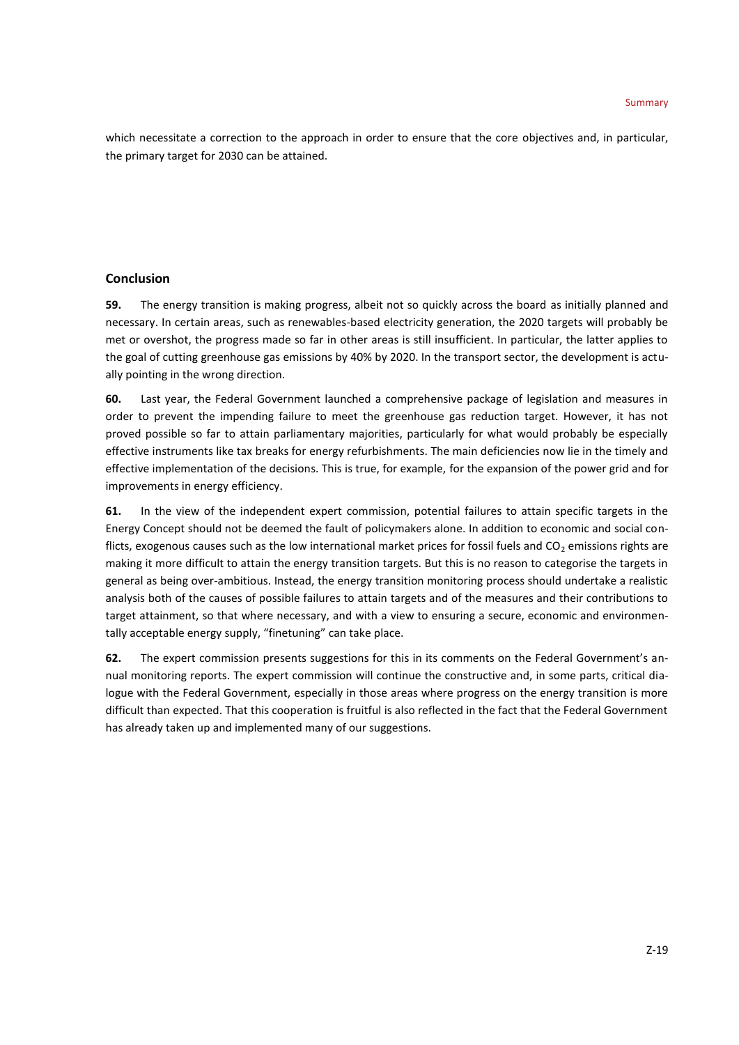which necessitate a correction to the approach in order to ensure that the core objectives and, in particular, the primary target for 2030 can be attained.

## Conclusion

**59.** The energy transition is making progress, albeit not so quickly across the board as initially planned and necessary. In certain areas, such as renewables-based electricity generation, the 2020 targets will probably be met or overshot, the progress made so far in other areas is still insufficient. In particular, the latter applies to the goal of cutting greenhouse gas emissions by 40% by 2020. In the transport sector, the development is actually pointing in the wrong direction.

**60.** Last year, the Federal Government launched a comprehensive package of legislation and measures in order to prevent the impending failure to meet the greenhouse gas reduction target. However, it has not proved possible so far to attain parliamentary majorities, particularly for what would probably be especially effective instruments like tax breaks for energy refurbishments. The main deficiencies now lie in the timely and effective implementation of the decisions. This is true, for example, for the expansion of the power grid and for improvements in energy efficiency.

**61.** In the view of the independent expert commission, potential failures to attain specific targets in the Energy Concept should not be deemed the fault of policymakers alone. In addition to economic and social conflicts, exogenous causes such as the low international market prices for fossil fuels and $CO_2$ emissions rights are making it more difficult to attain the energy transition targets. But this is no reason to categorise the targets in general as being over-ambitious. Instead, the energy transition monitoring process should undertake a realistic analysis both of the causes of possible failures to attain targets and of the measures and their contributions to target attainment, so that where necessary, and with a view to ensuring a secure, economic and environmentally acceptable energy supply, "finetuning" can take place.

**62.** The expert commission presents suggestions for this in its comments on the Federal Government's annual monitoring reports. The expert commission will continue the constructive and, in some parts, critical dialogue with the Federal Government, especially in those areas where progress on the energy transition is more difficult than expected. That this cooperation is fruitful is also reflected in the fact that the Federal Government has already taken up and implemented many of our suggestions.